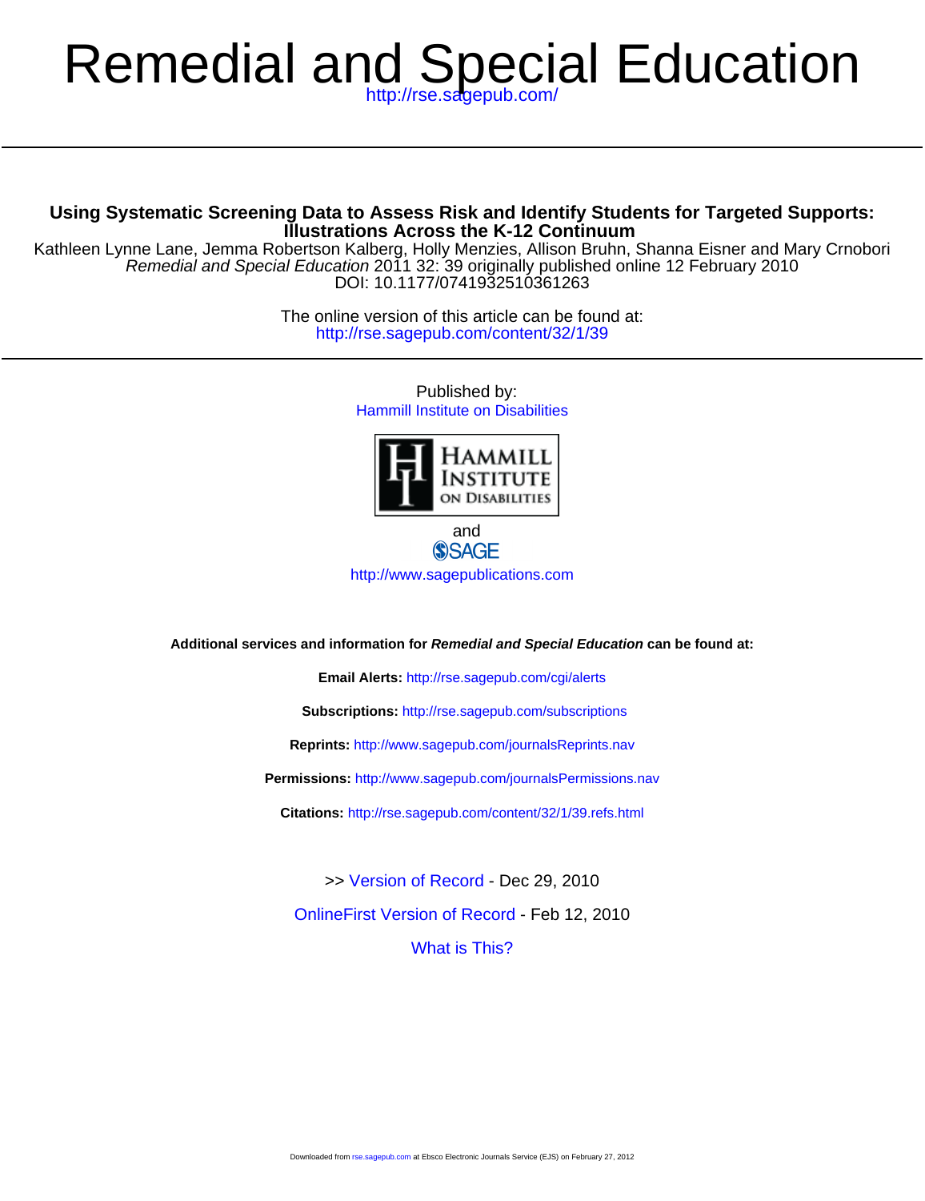# Remedial and Special Education

http://rse.sagepub.com/

---

## Using Systematic Screening Data to Assess Risk and Identify Students for Targeted Supports: Illustrations Across the K-12 Continuum

Kathleen Lynne Lane, Jemma Robertson Kalberg, Holly Menzies, Allison Bruhn, Shanna Eisner and Mary Crnobori

*Remedial and Special Education* 2011 32: 39 originally published online 12 February 2010

DOI: 10.1177/0741932510361263

The online version of this article can be found at:
http://rse.sagepub.com/content/32/1/39

---

Published by:

Hammill Institute on Disabilities

HAMMILL INSTITUTE ON DISABILITIES

and

SAGE

http://www.sagepublications.com

**Additional services and information for *Remedial and Special Education* can be found at:**

**Email Alerts:** http://rse.sagepub.com/cgi/alerts

**Subscriptions:** http://rse.sagepub.com/subscriptions

**Reprints:** http://www.sagepub.com/journalsReprints.nav

**Permissions:** http://www.sagepub.com/journalsPermissions.nav

**Citations:** http://rse.sagepub.com/content/32/1/39.refs.html

>> Version of Record - Dec 29, 2010

OnlineFirst Version of Record - Feb 12, 2010

What is This?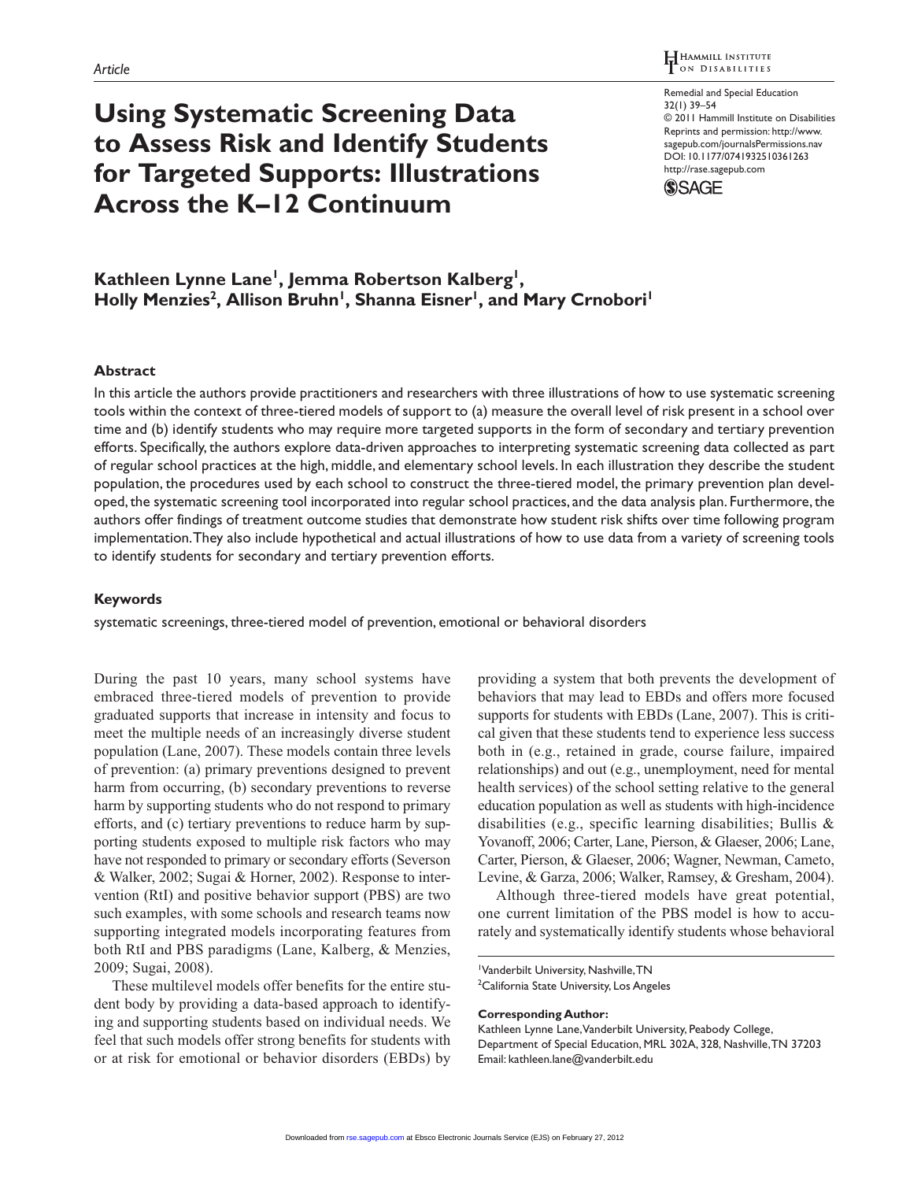Article

# Using Systematic Screening Data to Assess Risk and Identify Students for Targeted Supports: Illustrations Across the K–12 Continuum

**Kathleen Lynne Lane[1], Jemma Robertson Kalberg[1], Holly Menzies[2], Allison Bruhn[1], Shanna Eisner[1], and Mary Crnobori[1]**

## Abstract

In this article the authors provide practitioners and researchers with three illustrations of how to use systematic screening tools within the context of three-tiered models of support to (a) measure the overall level of risk present in a school over time and (b) identify students who may require more targeted supports in the form of secondary and tertiary prevention efforts. Specifically, the authors explore data-driven approaches to interpreting systematic screening data collected as part of regular school practices at the high, middle, and elementary school levels. In each illustration they describe the student population, the procedures used by each school to construct the three-tiered model, the primary prevention plan developed, the systematic screening tool incorporated into regular school practices, and the data analysis plan. Furthermore, the authors offer findings of treatment outcome studies that demonstrate how student risk shifts over time following program implementation. They also include hypothetical and actual illustrations of how to use data from a variety of screening tools to identify students for secondary and tertiary prevention efforts.

## Keywords

systematic screenings, three-tiered model of prevention, emotional or behavioral disorders

During the past 10 years, many school systems have embraced three-tiered models of prevention to provide graduated supports that increase in intensity and focus to meet the multiple needs of an increasingly diverse student population (Lane, 2007). These models contain three levels of prevention: (a) primary preventions designed to prevent harm from occurring, (b) secondary preventions to reverse harm by supporting students who do not respond to primary efforts, and (c) tertiary preventions to reduce harm by supporting students exposed to multiple risk factors who may have not responded to primary or secondary efforts (Severson & Walker, 2002; Sugai & Horner, 2002). Response to intervention (RtI) and positive behavior support (PBS) are two such examples, with some schools and research teams now supporting integrated models incorporating features from both RtI and PBS paradigms (Lane, Kalberg, & Menzies, 2009; Sugai, 2008).

These multilevel models offer benefits for the entire student body by providing a data-based approach to identifying and supporting students based on individual needs. We feel that such models offer strong benefits for students with or at risk for emotional or behavior disorders (EBDs) by providing a system that both prevents the development of behaviors that may lead to EBDs and offers more focused supports for students with EBDs (Lane, 2007). This is critical given that these students tend to experience less success both in (e.g., retained in grade, course failure, impaired relationships) and out (e.g., unemployment, need for mental health services) of the school setting relative to the general education population as well as students with high-incidence disabilities (e.g., specific learning disabilities; Bullis & Yovanoff, 2006; Carter, Lane, Pierson, & Glaeser, 2006; Lane, Carter, Pierson, & Glaeser, 2006; Wagner, Newman, Cameto, Levine, & Garza, 2006; Walker, Ramsey, & Gresham, 2004).

Although three-tiered models have great potential, one current limitation of the PBS model is how to accurately and systematically identify students whose behavioral

[1]Vanderbilt University, Nashville, TN
[2]California State University, Los Angeles

**Corresponding Author:**
Kathleen Lynne Lane, Vanderbilt University, Peabody College, Department of Special Education, MRL 302A, 328, Nashville, TN 37203
Email: kathleen.lane@vanderbilt.edu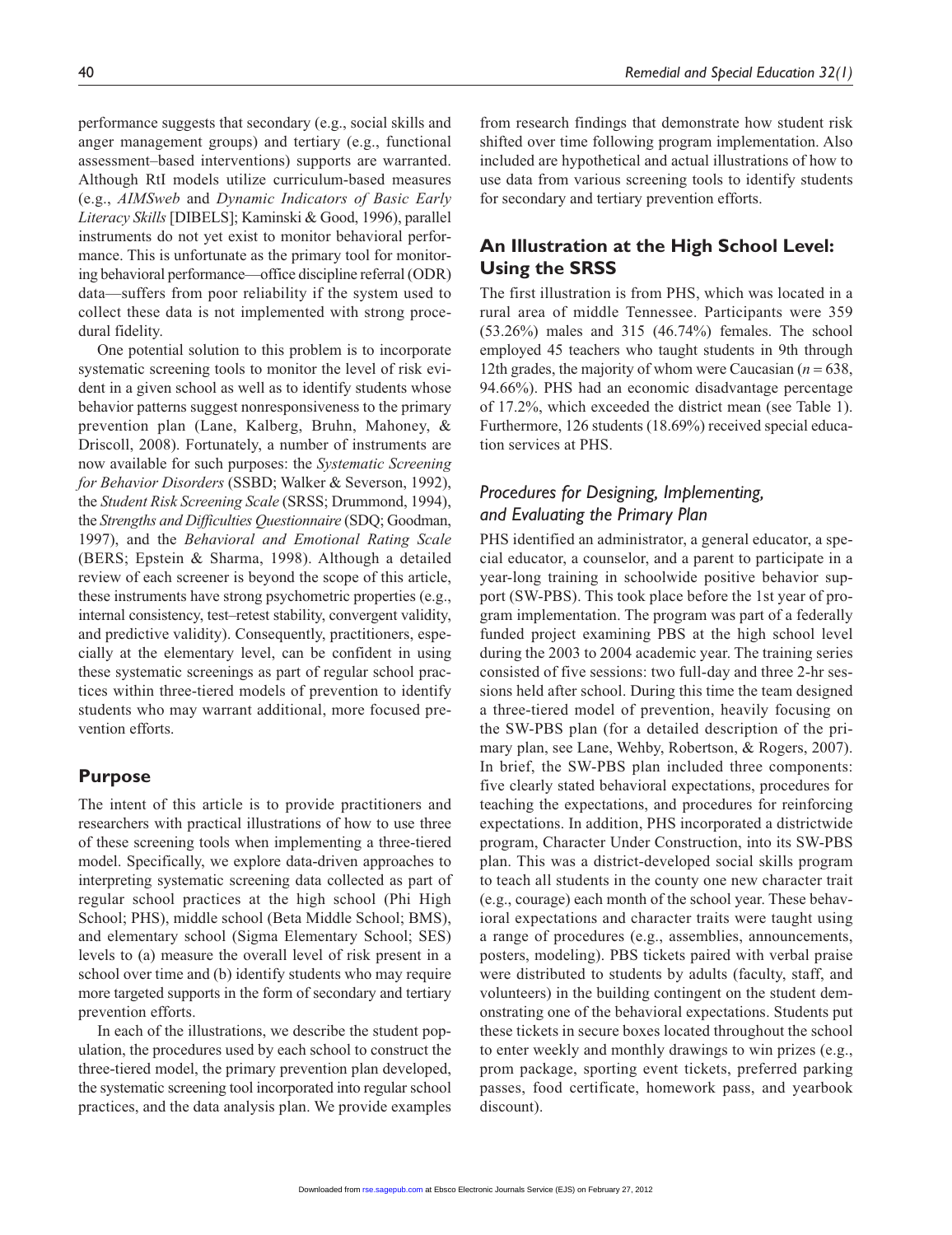performance suggests that secondary (e.g., social skills and anger management groups) and tertiary (e.g., functional assessment–based interventions) supports are warranted. Although RtI models utilize curriculum-based measures (e.g., *AIMSweb* and *Dynamic Indicators of Basic Early Literacy Skills* [DIBELS]; Kaminski & Good, 1996), parallel instruments do not yet exist to monitor behavioral performance. This is unfortunate as the primary tool for monitoring behavioral performance—office discipline referral (ODR) data—suffers from poor reliability if the system used to collect these data is not implemented with strong procedural fidelity.

One potential solution to this problem is to incorporate systematic screening tools to monitor the level of risk evident in a given school as well as to identify students whose behavior patterns suggest nonresponsiveness to the primary prevention plan (Lane, Kalberg, Bruhn, Mahoney, & Driscoll, 2008). Fortunately, a number of instruments are now available for such purposes: the *Systematic Screening for Behavior Disorders* (SSBD; Walker & Severson, 1992), the *Student Risk Screening Scale* (SRSS; Drummond, 1994), the *Strengths and Difficulties Questionnaire* (SDQ; Goodman, 1997), and the *Behavioral and Emotional Rating Scale* (BERS; Epstein & Sharma, 1998). Although a detailed review of each screener is beyond the scope of this article, these instruments have strong psychometric properties (e.g., internal consistency, test–retest stability, convergent validity, and predictive validity). Consequently, practitioners, especially at the elementary level, can be confident in using these systematic screenings as part of regular school practices within three-tiered models of prevention to identify students who may warrant additional, more focused prevention efforts.

## Purpose

The intent of this article is to provide practitioners and researchers with practical illustrations of how to use three of these screening tools when implementing a three-tiered model. Specifically, we explore data-driven approaches to interpreting systematic screening data collected as part of regular school practices at the high school (Phi High School; PHS), middle school (Beta Middle School; BMS), and elementary school (Sigma Elementary School; SES) levels to (a) measure the overall level of risk present in a school over time and (b) identify students who may require more targeted supports in the form of secondary and tertiary prevention efforts.

In each of the illustrations, we describe the student population, the procedures used by each school to construct the three-tiered model, the primary prevention plan developed, the systematic screening tool incorporated into regular school practices, and the data analysis plan. We provide examples from research findings that demonstrate how student risk shifted over time following program implementation. Also included are hypothetical and actual illustrations of how to use data from various screening tools to identify students for secondary and tertiary prevention efforts.

## An Illustration at the High School Level: Using the SRSS

The first illustration is from PHS, which was located in a rural area of middle Tennessee. Participants were 359 (53.26%) males and 315 (46.74%) females. The school employed 45 teachers who taught students in 9th through 12th grades, the majority of whom were Caucasian ($n = 638$, 94.66%). PHS had an economic disadvantage percentage of 17.2%, which exceeded the district mean (see Table 1). Furthermore, 126 students (18.69%) received special education services at PHS.

### *Procedures for Designing, Implementing, and Evaluating the Primary Plan*

PHS identified an administrator, a general educator, a special educator, a counselor, and a parent to participate in a year-long training in schoolwide positive behavior support (SW-PBS). This took place before the 1st year of program implementation. The program was part of a federally funded project examining PBS at the high school level during the 2003 to 2004 academic year. The training series consisted of five sessions: two full-day and three 2-hr sessions held after school. During this time the team designed a three-tiered model of prevention, heavily focusing on the SW-PBS plan (for a detailed description of the primary plan, see Lane, Wehby, Robertson, & Rogers, 2007). In brief, the SW-PBS plan included three components: five clearly stated behavioral expectations, procedures for teaching the expectations, and procedures for reinforcing expectations. In addition, PHS incorporated a districtwide program, Character Under Construction, into its SW-PBS plan. This was a district-developed social skills program to teach all students in the county one new character trait (e.g., courage) each month of the school year. These behavioral expectations and character traits were taught using a range of procedures (e.g., assemblies, announcements, posters, modeling). PBS tickets paired with verbal praise were distributed to students by adults (faculty, staff, and volunteers) in the building contingent on the student demonstrating one of the behavioral expectations. Students put these tickets in secure boxes located throughout the school to enter weekly and monthly drawings to win prizes (e.g., prom package, sporting event tickets, preferred parking passes, food certificate, homework pass, and yearbook discount).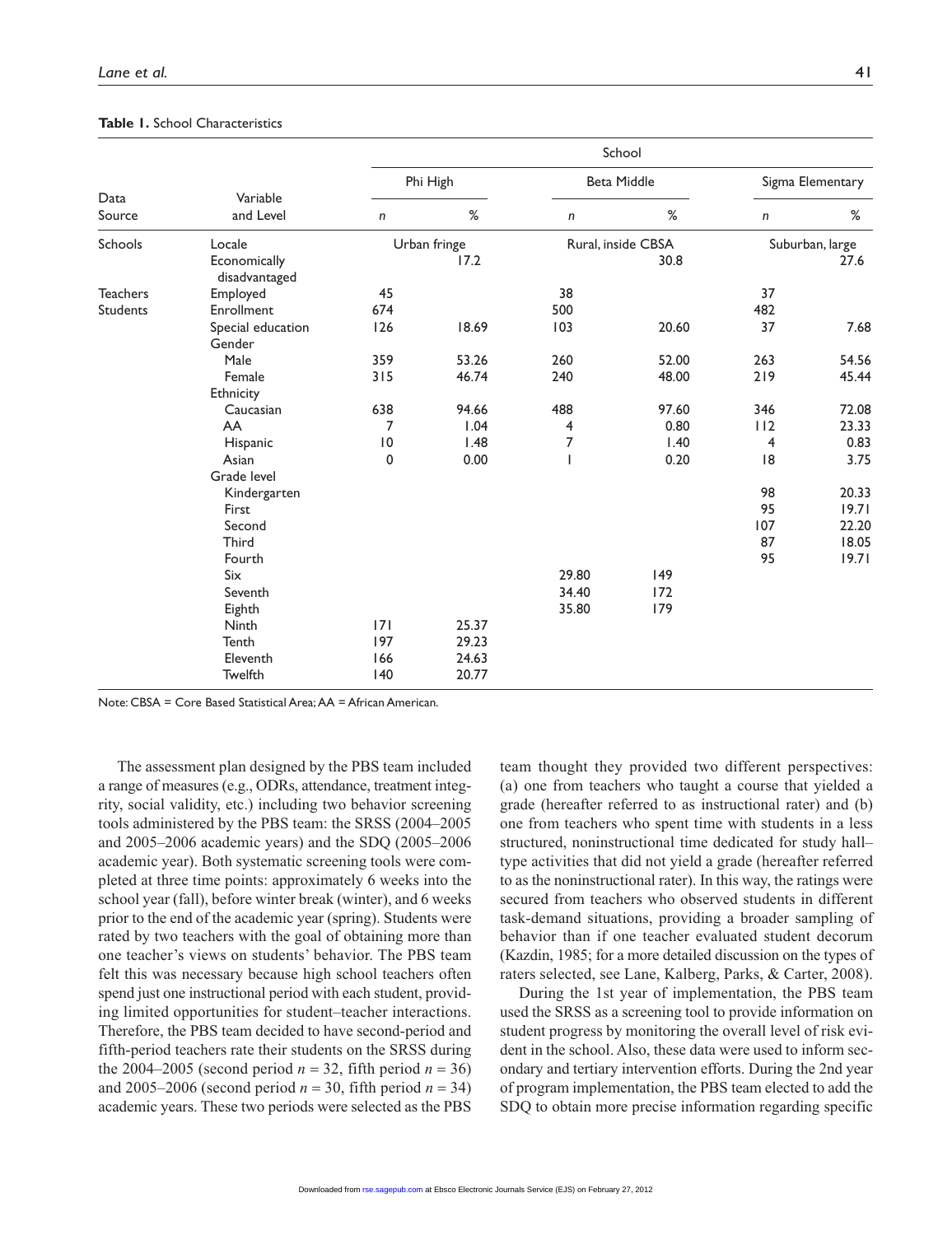**Table 1.** School Characteristics

| Data Source | Variable and Level | School | | | | | |
|---|---|---|---|---|---|---|---|
| | | Phi High | | Beta Middle | | Sigma Elementary | |
| | | *n* | % | *n* | % | *n* | % |
| Schools | Locale | Urban fringe | | Rural, inside CBSA | | Suburban, large | |
| | Economically disadvantaged | | 17.2 | | 30.8 | | 27.6 |
| Teachers | Employed | 45 | | 38 | | 37 | |
| Students | Enrollment | 674 | | 500 | | 482 | |
| | Special education | 126 | 18.69 | 103 | 20.60 | 37 | 7.68 |
| | Gender | | | | | | |
| | Male | 359 | 53.26 | 260 | 52.00 | 263 | 54.56 |
| | Female | 315 | 46.74 | 240 | 48.00 | 219 | 45.44 |
| | Ethnicity | | | | | | |
| | Caucasian | 638 | 94.66 | 488 | 97.60 | 346 | 72.08 |
| | AA | 7 | 1.04 | 4 | 0.80 | 112 | 23.33 |
| | Hispanic | 10 | 1.48 | 7 | 1.40 | 4 | 0.83 |
| | Asian | 0 | 0.00 | 1 | 0.20 | 18 | 3.75 |
| | Grade level | | | | | | |
| | Kindergarten | | | | | 98 | 20.33 |
| | First | | | | | 95 | 19.71 |
| | Second | | | | | 107 | 22.20 |
| | Third | | | | | 87 | 18.05 |
| | Fourth | | | | | 95 | 19.71 |
| | Six | | | 29.80 | 149 | | |
| | Seventh | | | 34.40 | 172 | | |
| | Eighth | | | 35.80 | 179 | | |
| | Ninth | 171 | 25.37 | | | | |
| | Tenth | 197 | 29.23 | | | | |
| | Eleventh | 166 | 24.63 | | | | |
| | Twelfth | 140 | 20.77 | | | | |

Note: CBSA = Core Based Statistical Area; AA = African American.

The assessment plan designed by the PBS team included a range of measures (e.g., ODRs, attendance, treatment integrity, social validity, etc.) including two behavior screening tools administered by the PBS team: the SRSS (2004–2005 and 2005–2006 academic years) and the SDQ (2005–2006 academic year). Both systematic screening tools were completed at three time points: approximately 6 weeks into the school year (fall), before winter break (winter), and 6 weeks prior to the end of the academic year (spring). Students were rated by two teachers with the goal of obtaining more than one teacher's views on students' behavior. The PBS team felt this was necessary because high school teachers often spend just one instructional period with each student, providing limited opportunities for student–teacher interactions. Therefore, the PBS team decided to have second-period and fifth-period teachers rate their students on the SRSS during the 2004–2005 (second period $n = 32$, fifth period $n = 36$) and 2005–2006 (second period $n = 30$, fifth period $n = 34$) academic years. These two periods were selected as the PBS team thought they provided two different perspectives: (a) one from teachers who taught a course that yielded a grade (hereafter referred to as instructional rater) and (b) one from teachers who spent time with students in a less structured, noninstructional time dedicated for study hall–type activities that did not yield a grade (hereafter referred to as the noninstructional rater). In this way, the ratings were secured from teachers who observed students in different task-demand situations, providing a broader sampling of behavior than if one teacher evaluated student decorum (Kazdin, 1985; for a more detailed discussion on the types of raters selected, see Lane, Kalberg, Parks, & Carter, 2008).

During the 1st year of implementation, the PBS team used the SRSS as a screening tool to provide information on student progress by monitoring the overall level of risk evident in the school. Also, these data were used to inform secondary and tertiary intervention efforts. During the 2nd year of program implementation, the PBS team elected to add the SDQ to obtain more precise information regarding specific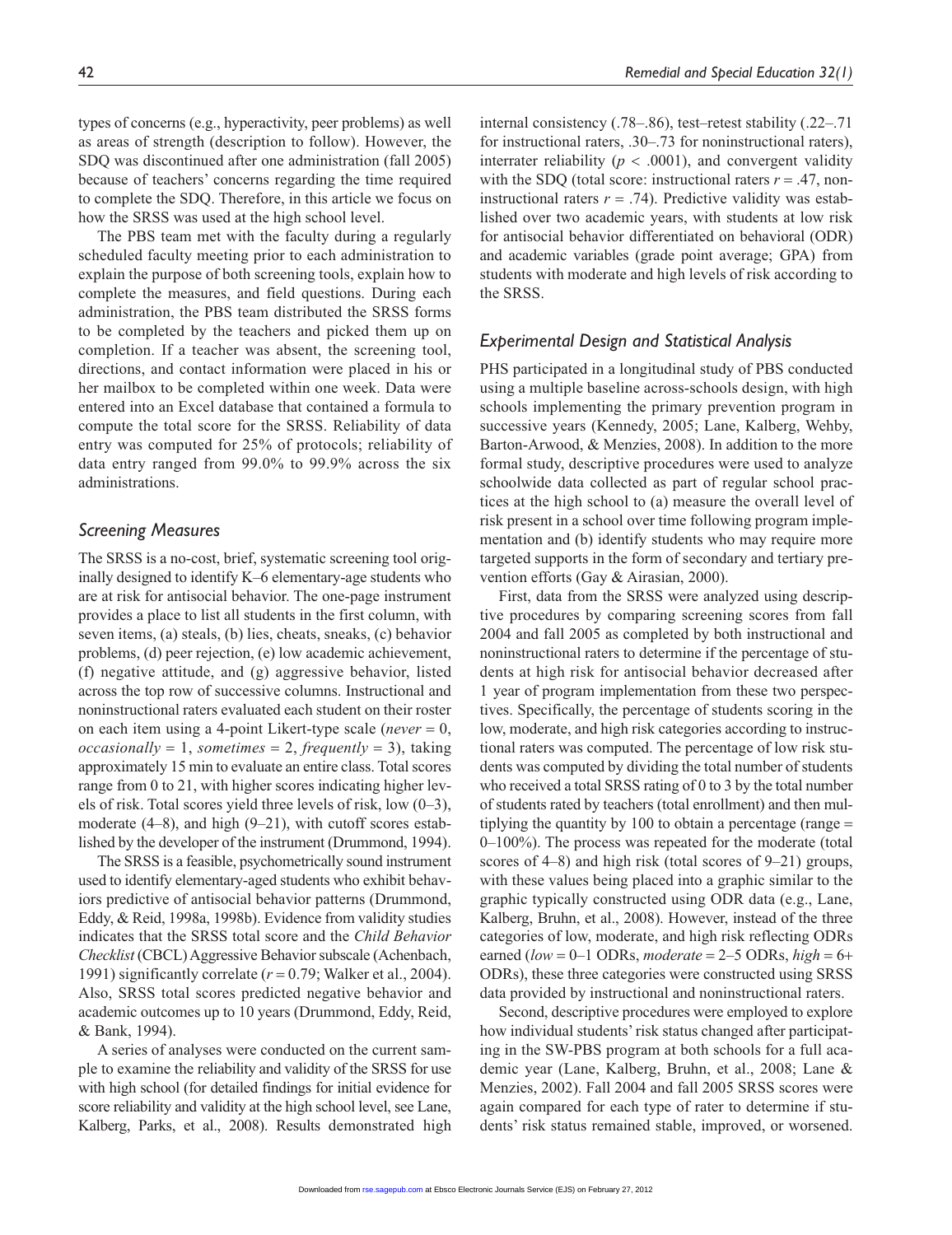types of concerns (e.g., hyperactivity, peer problems) as well as areas of strength (description to follow). However, the SDQ was discontinued after one administration (fall 2005) because of teachers' concerns regarding the time required to complete the SDQ. Therefore, in this article we focus on how the SRSS was used at the high school level.

The PBS team met with the faculty during a regularly scheduled faculty meeting prior to each administration to explain the purpose of both screening tools, explain how to complete the measures, and field questions. During each administration, the PBS team distributed the SRSS forms to be completed by the teachers and picked them up on completion. If a teacher was absent, the screening tool, directions, and contact information were placed in his or her mailbox to be completed within one week. Data were entered into an Excel database that contained a formula to compute the total score for the SRSS. Reliability of data entry was computed for 25% of protocols; reliability of data entry ranged from 99.0% to 99.9% across the six administrations.

### Screening Measures

The SRSS is a no-cost, brief, systematic screening tool originally designed to identify K–6 elementary-age students who are at risk for antisocial behavior. The one-page instrument provides a place to list all students in the first column, with seven items, (a) steals, (b) lies, cheats, sneaks, (c) behavior problems, (d) peer rejection, (e) low academic achievement, (f) negative attitude, and (g) aggressive behavior, listed across the top row of successive columns. Instructional and noninstructional raters evaluated each student on their roster on each item using a 4-point Likert-type scale (*never* = 0, *occasionally* = 1, *sometimes* = 2, *frequently* = 3), taking approximately 15 min to evaluate an entire class. Total scores range from 0 to 21, with higher scores indicating higher levels of risk. Total scores yield three levels of risk, low (0–3), moderate (4–8), and high (9–21), with cutoff scores established by the developer of the instrument (Drummond, 1994).

The SRSS is a feasible, psychometrically sound instrument used to identify elementary-aged students who exhibit behaviors predictive of antisocial behavior patterns (Drummond, Eddy, & Reid, 1998a, 1998b). Evidence from validity studies indicates that the SRSS total score and the *Child Behavior Checklist* (CBCL) Aggressive Behavior subscale (Achenbach, 1991) significantly correlate ($r = 0.79$; Walker et al., 2004). Also, SRSS total scores predicted negative behavior and academic outcomes up to 10 years (Drummond, Eddy, Reid, & Bank, 1994).

A series of analyses were conducted on the current sample to examine the reliability and validity of the SRSS for use with high school (for detailed findings for initial evidence for score reliability and validity at the high school level, see Lane, Kalberg, Parks, et al., 2008). Results demonstrated high internal consistency (.78–.86), test–retest stability (.22–.71 for instructional raters, .30–.73 for noninstructional raters), interrater reliability ($p < .0001$), and convergent validity with the SDQ (total score: instructional raters $r = .47$, noninstructional raters $r = .74$). Predictive validity was established over two academic years, with students at low risk for antisocial behavior differentiated on behavioral (ODR) and academic variables (grade point average; GPA) from students with moderate and high levels of risk according to the SRSS.

### Experimental Design and Statistical Analysis

PHS participated in a longitudinal study of PBS conducted using a multiple baseline across-schools design, with high schools implementing the primary prevention program in successive years (Kennedy, 2005; Lane, Kalberg, Wehby, Barton-Arwood, & Menzies, 2008). In addition to the more formal study, descriptive procedures were used to analyze schoolwide data collected as part of regular school practices at the high school to (a) measure the overall level of risk present in a school over time following program implementation and (b) identify students who may require more targeted supports in the form of secondary and tertiary prevention efforts (Gay & Airasian, 2000).

First, data from the SRSS were analyzed using descriptive procedures by comparing screening scores from fall 2004 and fall 2005 as completed by both instructional and noninstructional raters to determine if the percentage of students at high risk for antisocial behavior decreased after 1 year of program implementation from these two perspectives. Specifically, the percentage of students scoring in the low, moderate, and high risk categories according to instructional raters was computed. The percentage of low risk students was computed by dividing the total number of students who received a total SRSS rating of 0 to 3 by the total number of students rated by teachers (total enrollment) and then multiplying the quantity by 100 to obtain a percentage (range = 0–100%). The process was repeated for the moderate (total scores of 4–8) and high risk (total scores of 9–21) groups, with these values being placed into a graphic similar to the graphic typically constructed using ODR data (e.g., Lane, Kalberg, Bruhn, et al., 2008). However, instead of the three categories of low, moderate, and high risk reflecting ODRs earned (*low* = 0–1 ODRs, *moderate* = 2–5 ODRs, *high* = 6+ ODRs), these three categories were constructed using SRSS data provided by instructional and noninstructional raters.

Second, descriptive procedures were employed to explore how individual students' risk status changed after participating in the SW-PBS program at both schools for a full academic year (Lane, Kalberg, Bruhn, et al., 2008; Lane & Menzies, 2002). Fall 2004 and fall 2005 SRSS scores were again compared for each type of rater to determine if students' risk status remained stable, improved, or worsened.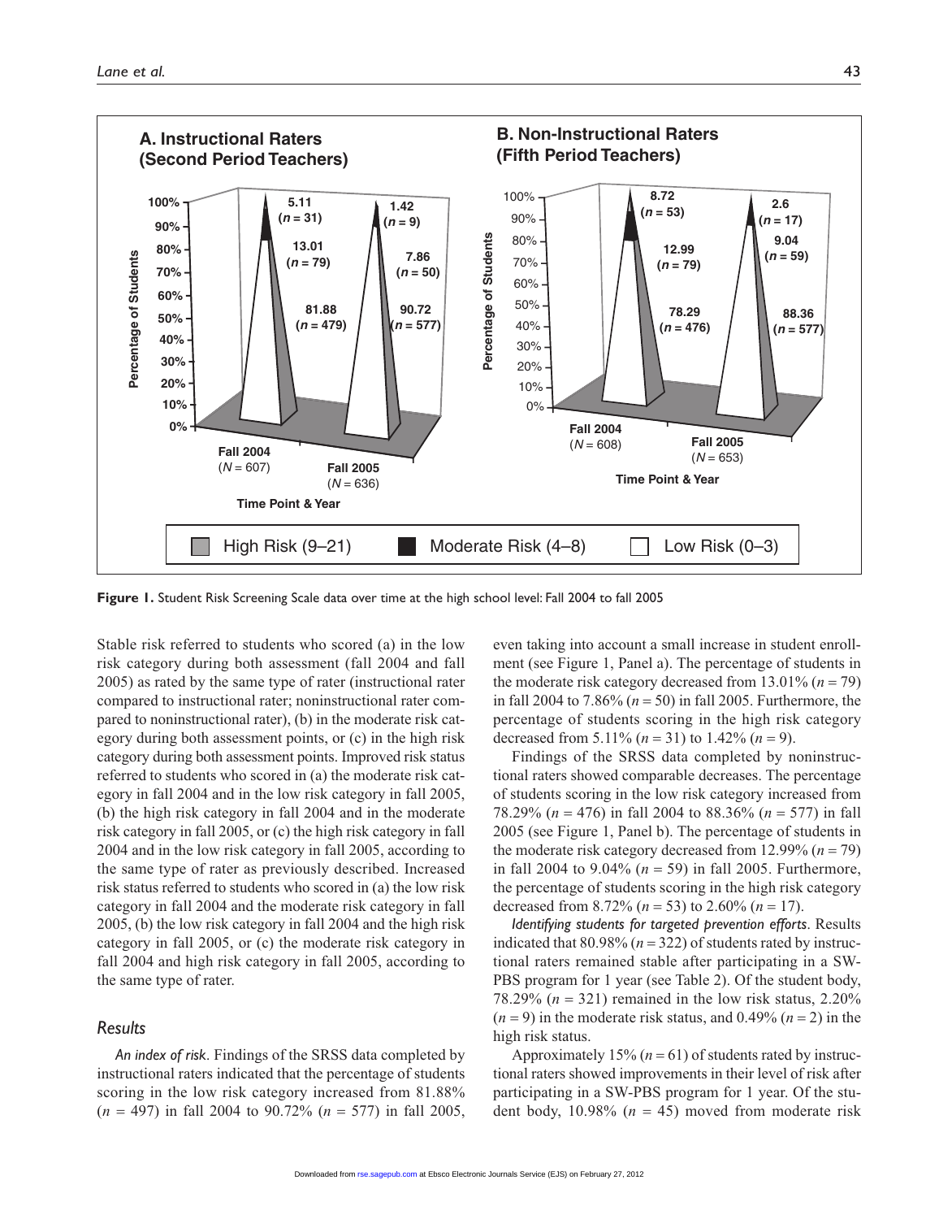Figure 1. Student Risk Screening Scale data over time at the high school level: Fall 2004 to fall 2005

Stable risk referred to students who scored (a) in the low risk category during both assessment (fall 2004 and fall 2005) as rated by the same type of rater (instructional rater compared to instructional rater; noninstructional rater compared to noninstructional rater), (b) in the moderate risk category during both assessment points, or (c) in the high risk category during both assessment points. Improved risk status referred to students who scored in (a) the moderate risk category in fall 2004 and in the low risk category in fall 2005, (b) the high risk category in fall 2004 and in the moderate risk category in fall 2005, or (c) the high risk category in fall 2004 and in the low risk category in fall 2005, according to the same type of rater as previously described. Increased risk status referred to students who scored in (a) the low risk category in fall 2004 and the moderate risk category in fall 2005, (b) the low risk category in fall 2004 and the high risk category in fall 2005, or (c) the moderate risk category in fall 2004 and high risk category in fall 2005, according to the same type of rater.

## Results

*An index of risk*. Findings of the SRSS data completed by instructional raters indicated that the percentage of students scoring in the low risk category increased from 81.88% ($n$ = 497) in fall 2004 to 90.72% ($n$ = 577) in fall 2005, even taking into account a small increase in student enrollment (see Figure 1, Panel a). The percentage of students in the moderate risk category decreased from 13.01% ($n$ = 79) in fall 2004 to 7.86% ($n$ = 50) in fall 2005. Furthermore, the percentage of students scoring in the high risk category decreased from 5.11% ($n$ = 31) to 1.42% ($n$ = 9).

Findings of the SRSS data completed by noninstructional raters showed comparable decreases. The percentage of students scoring in the low risk category increased from 78.29% ($n$ = 476) in fall 2004 to 88.36% ($n$ = 577) in fall 2005 (see Figure 1, Panel b). The percentage of students in the moderate risk category decreased from 12.99% ($n$ = 79) in fall 2004 to 9.04% ($n$ = 59) in fall 2005. Furthermore, the percentage of students scoring in the high risk category decreased from 8.72% ($n$ = 53) to 2.60% ($n$ = 17).

*Identifying students for targeted prevention efforts*. Results indicated that 80.98% ($n$ = 322) of students rated by instructional raters remained stable after participating in a SW-PBS program for 1 year (see Table 2). Of the student body, 78.29% ($n$ = 321) remained in the low risk status, 2.20% ($n$ = 9) in the moderate risk status, and 0.49% ($n$ = 2) in the high risk status.

Approximately 15% ($n$ = 61) of students rated by instructional raters showed improvements in their level of risk after participating in a SW-PBS program for 1 year. Of the student body, 10.98% ($n$ = 45) moved from moderate risk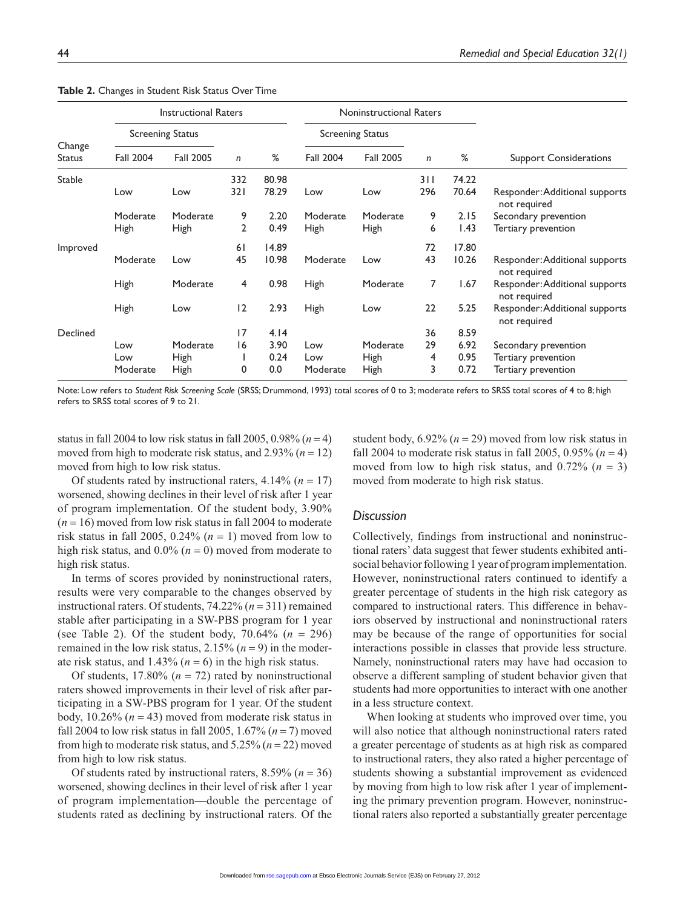**Table 2.** Changes in Student Risk Status Over Time

| Change Status | Instructional Raters | | | | Noninstructional Raters | | | | Support Considerations |
|---|---|---|---|---|---|---|---|---|---|
| | Screening Status | | | | Screening Status | | | | |
| | Fall 2004 | Fall 2005 | *n* | % | Fall 2004 | Fall 2005 | *n* | % | |
| Stable | | | 332 | 80.98 | | | 311 | 74.22 | |
| | Low | Low | 321 | 78.29 | Low | Low | 296 | 70.64 | Responder: Additional supports not required |
| | Moderate | Moderate | 9 | 2.20 | Moderate | Moderate | 9 | 2.15 | Secondary prevention |
| | High | High | 2 | 0.49 | High | High | 6 | 1.43 | Tertiary prevention |
| Improved | | | 61 | 14.89 | | | 72 | 17.80 | |
| | Moderate | Low | 45 | 10.98 | Moderate | Low | 43 | 10.26 | Responder: Additional supports not required |
| | High | Moderate | 4 | 0.98 | High | Moderate | 7 | 1.67 | Responder: Additional supports not required |
| | High | Low | 12 | 2.93 | High | Low | 22 | 5.25 | Responder: Additional supports not required |
| Declined | | | 17 | 4.14 | | | 36 | 8.59 | |
| | Low | Moderate | 16 | 3.90 | Low | Moderate | 29 | 6.92 | Secondary prevention |
| | Low | High | 1 | 0.24 | Low | High | 4 | 0.95 | Tertiary prevention |
| | Moderate | High | 0 | 0.0 | Moderate | High | 3 | 0.72 | Tertiary prevention |

Note: Low refers to *Student Risk Screening Scale* (SRSS; Drummond, 1993) total scores of 0 to 3; moderate refers to SRSS total scores of 4 to 8; high refers to SRSS total scores of 9 to 21.

status in fall 2004 to low risk status in fall 2005, 0.98% ($n = 4$) moved from high to moderate risk status, and 2.93% ($n = 12$) moved from high to low risk status.

Of students rated by instructional raters, 4.14% ($n = 17$) worsened, showing declines in their level of risk after 1 year of program implementation. Of the student body, 3.90% ($n = 16$) moved from low risk status in fall 2004 to moderate risk status in fall 2005, 0.24% ($n = 1$) moved from low to high risk status, and 0.0% ($n = 0$) moved from moderate to high risk status.

In terms of scores provided by noninstructional raters, results were very comparable to the changes observed by instructional raters. Of students, 74.22% ($n = 311$) remained stable after participating in a SW-PBS program for 1 year (see Table 2). Of the student body, 70.64% ($n = 296$) remained in the low risk status, 2.15% ($n = 9$) in the moderate risk status, and 1.43% ($n = 6$) in the high risk status.

Of students, 17.80% ($n = 72$) rated by noninstructional raters showed improvements in their level of risk after participating in a SW-PBS program for 1 year. Of the student body, 10.26% ($n = 43$) moved from moderate risk status in fall 2004 to low risk status in fall 2005, 1.67% ($n = 7$) moved from high to moderate risk status, and 5.25% ($n = 22$) moved from high to low risk status.

Of students rated by instructional raters, 8.59% ($n = 36$) worsened, showing declines in their level of risk after 1 year of program implementation—double the percentage of students rated as declining by instructional raters. Of the student body, 6.92% ($n = 29$) moved from low risk status in fall 2004 to moderate risk status in fall 2005, 0.95% ($n = 4$) moved from low to high risk status, and 0.72% ($n = 3$) moved from moderate to high risk status.

## *Discussion*

Collectively, findings from instructional and noninstructional raters' data suggest that fewer students exhibited antisocial behavior following 1 year of program implementation. However, noninstructional raters continued to identify a greater percentage of students in the high risk category as compared to instructional raters. This difference in behaviors observed by instructional and noninstructional raters may be because of the range of opportunities for social interactions possible in classes that provide less structure. Namely, noninstructional raters may have had occasion to observe a different sampling of student behavior given that students had more opportunities to interact with one another in a less structure context.

When looking at students who improved over time, you will also notice that although noninstructional raters rated a greater percentage of students as at high risk as compared to instructional raters, they also rated a higher percentage of students showing a substantial improvement as evidenced by moving from high to low risk after 1 year of implementing the primary prevention program. However, noninstructional raters also reported a substantially greater percentage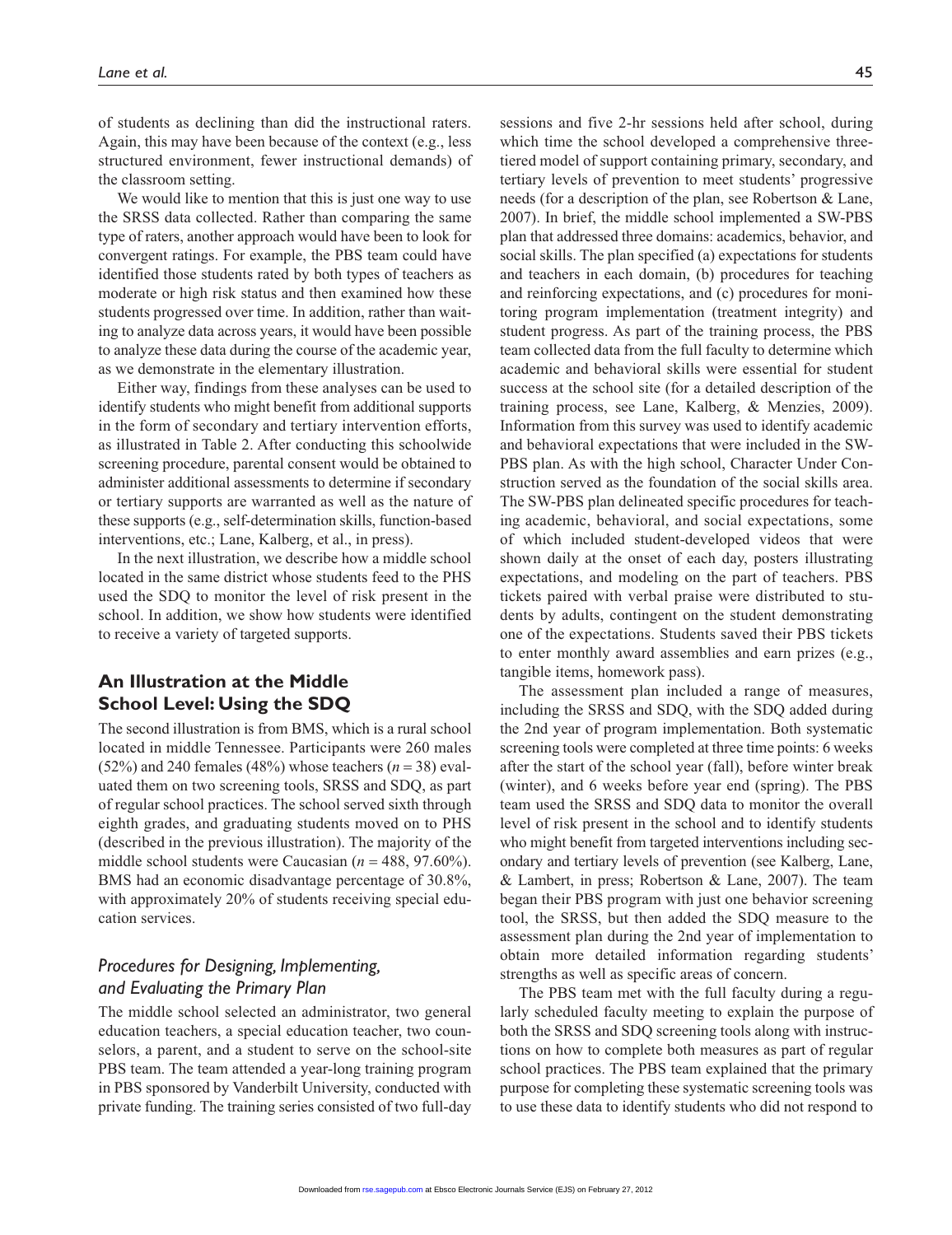of students as declining than did the instructional raters. Again, this may have been because of the context (e.g., less structured environment, fewer instructional demands) of the classroom setting.

We would like to mention that this is just one way to use the SRSS data collected. Rather than comparing the same type of raters, another approach would have been to look for convergent ratings. For example, the PBS team could have identified those students rated by both types of teachers as moderate or high risk status and then examined how these students progressed over time. In addition, rather than waiting to analyze data across years, it would have been possible to analyze these data during the course of the academic year, as we demonstrate in the elementary illustration.

Either way, findings from these analyses can be used to identify students who might benefit from additional supports in the form of secondary and tertiary intervention efforts, as illustrated in Table 2. After conducting this schoolwide screening procedure, parental consent would be obtained to administer additional assessments to determine if secondary or tertiary supports are warranted as well as the nature of these supports (e.g., self-determination skills, function-based interventions, etc.; Lane, Kalberg, et al., in press).

In the next illustration, we describe how a middle school located in the same district whose students feed to the PHS used the SDQ to monitor the level of risk present in the school. In addition, we show how students were identified to receive a variety of targeted supports.

## An Illustration at the Middle School Level: Using the SDQ

The second illustration is from BMS, which is a rural school located in middle Tennessee. Participants were 260 males (52%) and 240 females (48%) whose teachers ($n = 38$) evaluated them on two screening tools, SRSS and SDQ, as part of regular school practices. The school served sixth through eighth grades, and graduating students moved on to PHS (described in the previous illustration). The majority of the middle school students were Caucasian ($n = 488$, 97.60%). BMS had an economic disadvantage percentage of 30.8%, with approximately 20% of students receiving special education services.

### *Procedures for Designing, Implementing, and Evaluating the Primary Plan*

The middle school selected an administrator, two general education teachers, a special education teacher, two counselors, a parent, and a student to serve on the school-site PBS team. The team attended a year-long training program in PBS sponsored by Vanderbilt University, conducted with private funding. The training series consisted of two full-day sessions and five 2-hr sessions held after school, during which time the school developed a comprehensive three-tiered model of support containing primary, secondary, and tertiary levels of prevention to meet students' progressive needs (for a description of the plan, see Robertson & Lane, 2007). In brief, the middle school implemented a SW-PBS plan that addressed three domains: academics, behavior, and social skills. The plan specified (a) expectations for students and teachers in each domain, (b) procedures for teaching and reinforcing expectations, and (c) procedures for monitoring program implementation (treatment integrity) and student progress. As part of the training process, the PBS team collected data from the full faculty to determine which academic and behavioral skills were essential for student success at the school site (for a detailed description of the training process, see Lane, Kalberg, & Menzies, 2009). Information from this survey was used to identify academic and behavioral expectations that were included in the SW-PBS plan. As with the high school, Character Under Construction served as the foundation of the social skills area. The SW-PBS plan delineated specific procedures for teaching academic, behavioral, and social expectations, some of which included student-developed videos that were shown daily at the onset of each day, posters illustrating expectations, and modeling on the part of teachers. PBS tickets paired with verbal praise were distributed to students by adults, contingent on the student demonstrating one of the expectations. Students saved their PBS tickets to enter monthly award assemblies and earn prizes (e.g., tangible items, homework pass).

The assessment plan included a range of measures, including the SRSS and SDQ, with the SDQ added during the 2nd year of program implementation. Both systematic screening tools were completed at three time points: 6 weeks after the start of the school year (fall), before winter break (winter), and 6 weeks before year end (spring). The PBS team used the SRSS and SDQ data to monitor the overall level of risk present in the school and to identify students who might benefit from targeted interventions including secondary and tertiary levels of prevention (see Kalberg, Lane, & Lambert, in press; Robertson & Lane, 2007). The team began their PBS program with just one behavior screening tool, the SRSS, but then added the SDQ measure to the assessment plan during the 2nd year of implementation to obtain more detailed information regarding students' strengths as well as specific areas of concern.

The PBS team met with the full faculty during a regularly scheduled faculty meeting to explain the purpose of both the SRSS and SDQ screening tools along with instructions on how to complete both measures as part of regular school practices. The PBS team explained that the primary purpose for completing these systematic screening tools was to use these data to identify students who did not respond to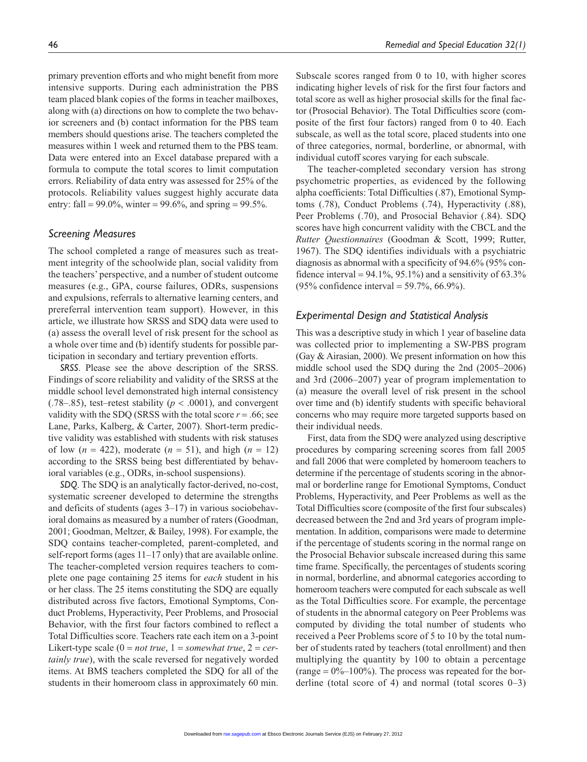primary prevention efforts and who might benefit from more intensive supports. During each administration the PBS team placed blank copies of the forms in teacher mailboxes, along with (a) directions on how to complete the two behavior screeners and (b) contact information for the PBS team members should questions arise. The teachers completed the measures within 1 week and returned them to the PBS team. Data were entered into an Excel database prepared with a formula to compute the total scores to limit computation errors. Reliability of data entry was assessed for 25% of the protocols. Reliability values suggest highly accurate data entry: fall = 99.0%, winter = 99.6%, and spring = 99.5%.

### Screening Measures

The school completed a range of measures such as treatment integrity of the schoolwide plan, social validity from the teachers' perspective, and a number of student outcome measures (e.g., GPA, course failures, ODRs, suspensions and expulsions, referrals to alternative learning centers, and prereferral intervention team support). However, in this article, we illustrate how SRSS and SDQ data were used to (a) assess the overall level of risk present for the school as a whole over time and (b) identify students for possible participation in secondary and tertiary prevention efforts.

***SRSS***. Please see the above description of the SRSS. Findings of score reliability and validity of the SRSS at the middle school level demonstrated high internal consistency (.78–.85), test–retest stability ($p < .0001$), and convergent validity with the SDQ (SRSS with the total score $r = .66$; see Lane, Parks, Kalberg, & Carter, 2007). Short-term predictive validity was established with students with risk statuses of low ($n = 422$), moderate ($n = 51$), and high ($n = 12$) according to the SRSS being best differentiated by behavioral variables (e.g., ODRs, in-school suspensions).

***SDQ***. The SDQ is an analytically factor-derived, no-cost, systematic screener developed to determine the strengths and deficits of students (ages 3–17) in various sociobehavioral domains as measured by a number of raters (Goodman, 2001; Goodman, Meltzer, & Bailey, 1998). For example, the SDQ contains teacher-completed, parent-completed, and self-report forms (ages 11–17 only) that are available online. The teacher-completed version requires teachers to complete one page containing 25 items for *each* student in his or her class. The 25 items constituting the SDQ are equally distributed across five factors, Emotional Symptoms, Conduct Problems, Hyperactivity, Peer Problems, and Prosocial Behavior, with the first four factors combined to reflect a Total Difficulties score. Teachers rate each item on a 3-point Likert-type scale (0 = *not true*, 1 = *somewhat true*, 2 = *certainly true*), with the scale reversed for negatively worded items. At BMS teachers completed the SDQ for all of the students in their homeroom class in approximately 60 min. Subscale scores ranged from 0 to 10, with higher scores indicating higher levels of risk for the first four factors and total score as well as higher prosocial skills for the final factor (Prosocial Behavior). The Total Difficulties score (composite of the first four factors) ranged from 0 to 40. Each subscale, as well as the total score, placed students into one of three categories, normal, borderline, or abnormal, with individual cutoff scores varying for each subscale.

The teacher-completed secondary version has strong psychometric properties, as evidenced by the following alpha coefficients: Total Difficulties (.87), Emotional Symptoms (.78), Conduct Problems (.74), Hyperactivity (.88), Peer Problems (.70), and Prosocial Behavior (.84). SDQ scores have high concurrent validity with the CBCL and the *Rutter Questionnaires* (Goodman & Scott, 1999; Rutter, 1967). The SDQ identifies individuals with a psychiatric diagnosis as abnormal with a specificity of 94.6% (95% confidence interval = 94.1%, 95.1%) and a sensitivity of 63.3% (95% confidence interval = 59.7%, 66.9%).

### Experimental Design and Statistical Analysis

This was a descriptive study in which 1 year of baseline data was collected prior to implementing a SW-PBS program (Gay & Airasian, 2000). We present information on how this middle school used the SDQ during the 2nd (2005–2006) and 3rd (2006–2007) year of program implementation to (a) measure the overall level of risk present in the school over time and (b) identify students with specific behavioral concerns who may require more targeted supports based on their individual needs.

First, data from the SDQ were analyzed using descriptive procedures by comparing screening scores from fall 2005 and fall 2006 that were completed by homeroom teachers to determine if the percentage of students scoring in the abnormal or borderline range for Emotional Symptoms, Conduct Problems, Hyperactivity, and Peer Problems as well as the Total Difficulties score (composite of the first four subscales) decreased between the 2nd and 3rd years of program implementation. In addition, comparisons were made to determine if the percentage of students scoring in the normal range on the Prosocial Behavior subscale increased during this same time frame. Specifically, the percentages of students scoring in normal, borderline, and abnormal categories according to homeroom teachers were computed for each subscale as well as the Total Difficulties score. For example, the percentage of students in the abnormal category on Peer Problems was computed by dividing the total number of students who received a Peer Problems score of 5 to 10 by the total number of students rated by teachers (total enrollment) and then multiplying the quantity by 100 to obtain a percentage (range = 0%–100%). The process was repeated for the borderline (total score of 4) and normal (total scores 0–3)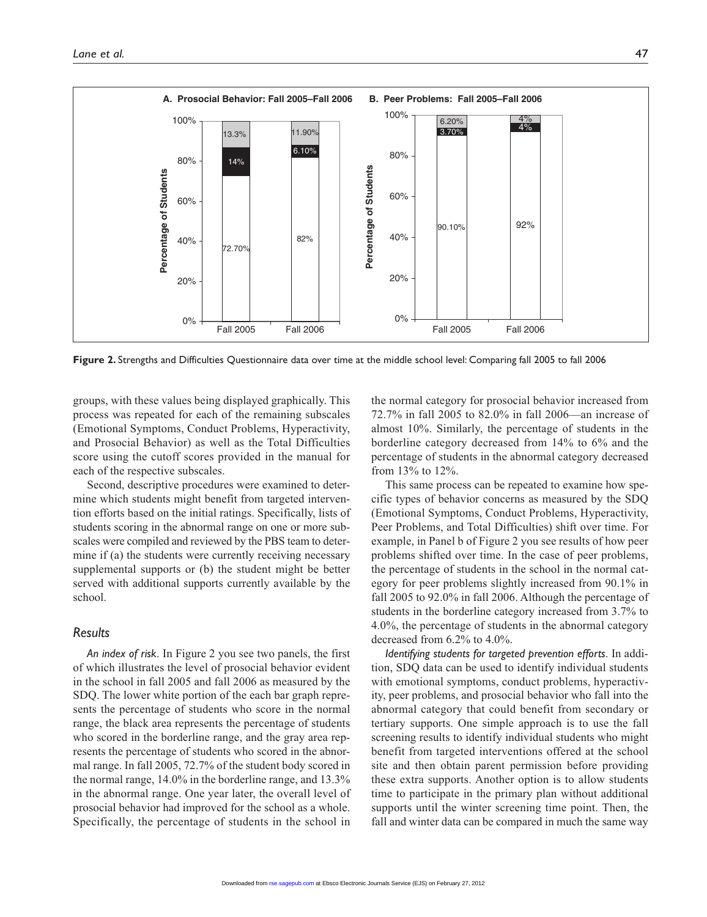Figure 2. Strengths and Difficulties Questionnaire data over time at the middle school level: Comparing fall 2005 to fall 2006

groups, with these values being displayed graphically. This process was repeated for each of the remaining subscales (Emotional Symptoms, Conduct Problems, Hyperactivity, and Prosocial Behavior) as well as the Total Difficulties score using the cutoff scores provided in the manual for each of the respective subscales.

Second, descriptive procedures were examined to determine which students might benefit from targeted intervention efforts based on the initial ratings. Specifically, lists of students scoring in the abnormal range on one or more subscales were compiled and reviewed by the PBS team to determine if (a) the students were currently receiving necessary supplemental supports or (b) the student might be better served with additional supports currently available by the school.

## Results

*An index of risk*. In Figure 2 you see two panels, the first of which illustrates the level of prosocial behavior evident in the school in fall 2005 and fall 2006 as measured by the SDQ. The lower white portion of the each bar graph represents the percentage of students who score in the normal range, the black area represents the percentage of students who scored in the borderline range, and the gray area represents the percentage of students who scored in the abnormal range. In fall 2005, 72.7% of the student body scored in the normal range, 14.0% in the borderline range, and 13.3% in the abnormal range. One year later, the overall level of prosocial behavior had improved for the school as a whole. Specifically, the percentage of students in the school in the normal category for prosocial behavior increased from 72.7% in fall 2005 to 82.0% in fall 2006—an increase of almost 10%. Similarly, the percentage of students in the borderline category decreased from 14% to 6% and the percentage of students in the abnormal category decreased from 13% to 12%.

This same process can be repeated to examine how specific types of behavior concerns as measured by the SDQ (Emotional Symptoms, Conduct Problems, Hyperactivity, Peer Problems, and Total Difficulties) shift over time. For example, in Panel b of Figure 2 you see results of how peer problems shifted over time. In the case of peer problems, the percentage of students in the school in the normal category for peer problems slightly increased from 90.1% in fall 2005 to 92.0% in fall 2006. Although the percentage of students in the borderline category increased from 3.7% to 4.0%, the percentage of students in the abnormal category decreased from 6.2% to 4.0%.

*Identifying students for targeted prevention efforts*. In addition, SDQ data can be used to identify individual students with emotional symptoms, conduct problems, hyperactivity, peer problems, and prosocial behavior who fall into the abnormal category that could benefit from secondary or tertiary supports. One simple approach is to use the fall screening results to identify individual students who might benefit from targeted interventions offered at the school site and then obtain parent permission before providing these extra supports. Another option is to allow students time to participate in the primary plan without additional supports until the winter screening time point. Then, the fall and winter data can be compared in much the same way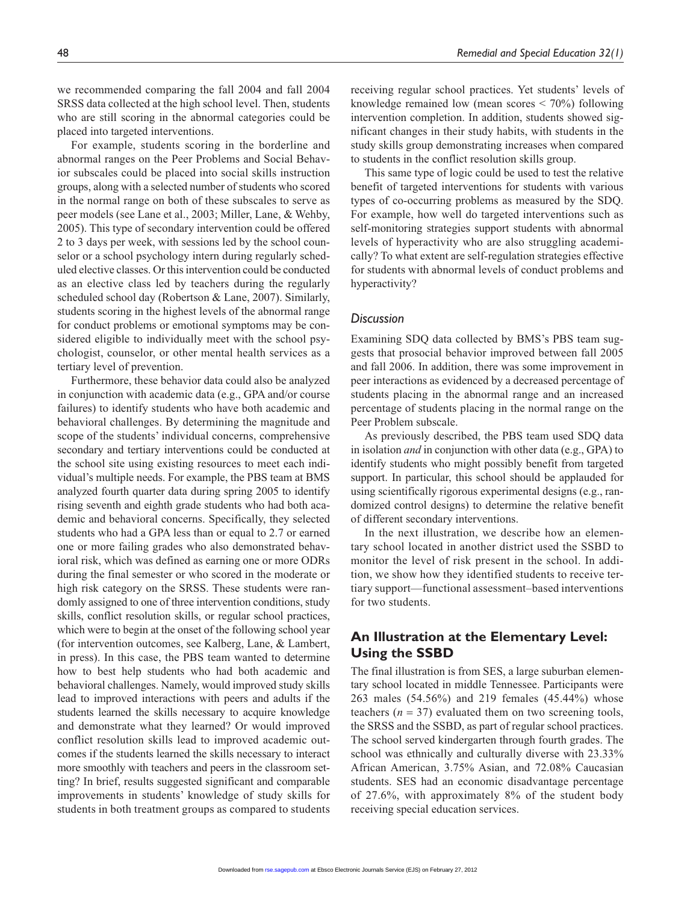we recommended comparing the fall 2004 and fall 2004 SRSS data collected at the high school level. Then, students who are still scoring in the abnormal categories could be placed into targeted interventions.

For example, students scoring in the borderline and abnormal ranges on the Peer Problems and Social Behavior subscales could be placed into social skills instruction groups, along with a selected number of students who scored in the normal range on both of these subscales to serve as peer models (see Lane et al., 2003; Miller, Lane, & Wehby, 2005). This type of secondary intervention could be offered 2 to 3 days per week, with sessions led by the school counselor or a school psychology intern during regularly scheduled elective classes. Or this intervention could be conducted as an elective class led by teachers during the regularly scheduled school day (Robertson & Lane, 2007). Similarly, students scoring in the highest levels of the abnormal range for conduct problems or emotional symptoms may be considered eligible to individually meet with the school psychologist, counselor, or other mental health services as a tertiary level of prevention.

Furthermore, these behavior data could also be analyzed in conjunction with academic data (e.g., GPA and/or course failures) to identify students who have both academic and behavioral challenges. By determining the magnitude and scope of the students' individual concerns, comprehensive secondary and tertiary interventions could be conducted at the school site using existing resources to meet each individual's multiple needs. For example, the PBS team at BMS analyzed fourth quarter data during spring 2005 to identify rising seventh and eighth grade students who had both academic and behavioral concerns. Specifically, they selected students who had a GPA less than or equal to 2.7 or earned one or more failing grades who also demonstrated behavioral risk, which was defined as earning one or more ODRs during the final semester or who scored in the moderate or high risk category on the SRSS. These students were randomly assigned to one of three intervention conditions, study skills, conflict resolution skills, or regular school practices, which were to begin at the onset of the following school year (for intervention outcomes, see Kalberg, Lane, & Lambert, in press). In this case, the PBS team wanted to determine how to best help students who had both academic and behavioral challenges. Namely, would improved study skills lead to improved interactions with peers and adults if the students learned the skills necessary to acquire knowledge and demonstrate what they learned? Or would improved conflict resolution skills lead to improved academic outcomes if the students learned the skills necessary to interact more smoothly with teachers and peers in the classroom setting? In brief, results suggested significant and comparable improvements in students' knowledge of study skills for students in both treatment groups as compared to students receiving regular school practices. Yet students' levels of knowledge remained low (mean scores < 70%) following intervention completion. In addition, students showed significant changes in their study habits, with students in the study skills group demonstrating increases when compared to students in the conflict resolution skills group.

This same type of logic could be used to test the relative benefit of targeted interventions for students with various types of co-occurring problems as measured by the SDQ. For example, how well do targeted interventions such as self-monitoring strategies support students with abnormal levels of hyperactivity who are also struggling academically? To what extent are self-regulation strategies effective for students with abnormal levels of conduct problems and hyperactivity?

### *Discussion*

Examining SDQ data collected by BMS's PBS team suggests that prosocial behavior improved between fall 2005 and fall 2006. In addition, there was some improvement in peer interactions as evidenced by a decreased percentage of students placing in the abnormal range and an increased percentage of students placing in the normal range on the Peer Problem subscale.

As previously described, the PBS team used SDQ data in isolation *and* in conjunction with other data (e.g., GPA) to identify students who might possibly benefit from targeted support. In particular, this school should be applauded for using scientifically rigorous experimental designs (e.g., randomized control designs) to determine the relative benefit of different secondary interventions.

In the next illustration, we describe how an elementary school located in another district used the SSBD to monitor the level of risk present in the school. In addition, we show how they identified students to receive tertiary support—functional assessment–based interventions for two students.

## An Illustration at the Elementary Level: Using the SSBD

The final illustration is from SES, a large suburban elementary school located in middle Tennessee. Participants were 263 males (54.56%) and 219 females (45.44%) whose teachers ($n = 37$) evaluated them on two screening tools, the SRSS and the SSBD, as part of regular school practices. The school served kindergarten through fourth grades. The school was ethnically and culturally diverse with 23.33% African American, 3.75% Asian, and 72.08% Caucasian students. SES had an economic disadvantage percentage of 27.6%, with approximately 8% of the student body receiving special education services.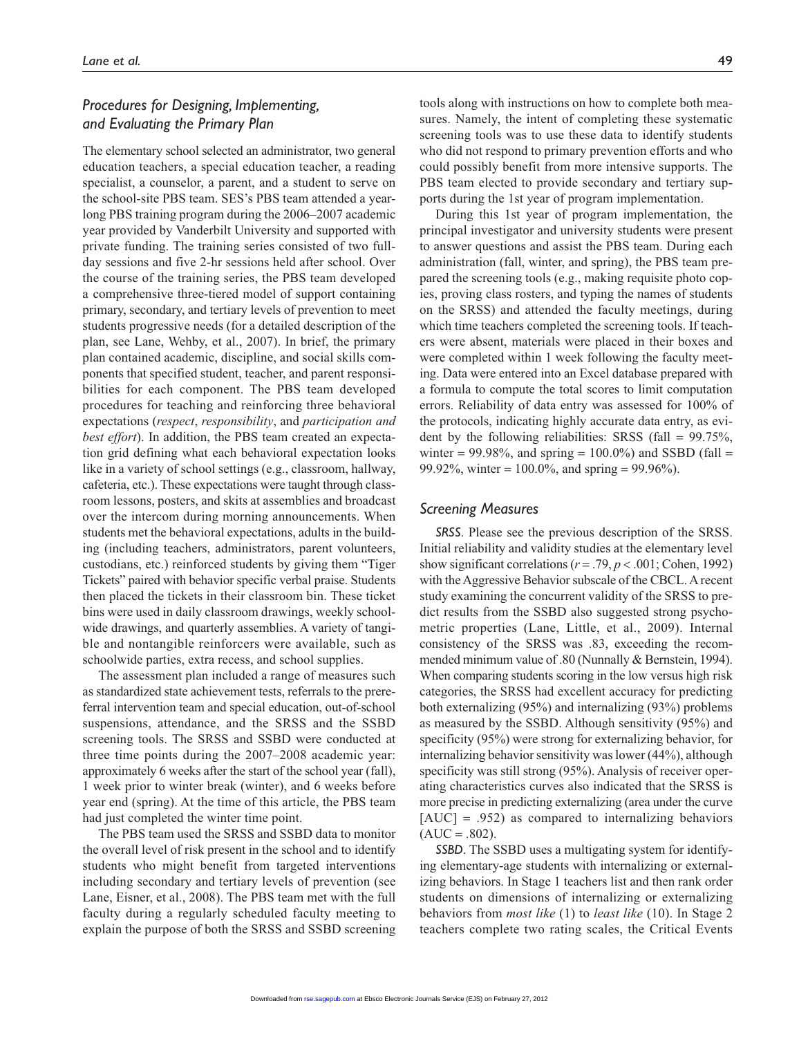### *Procedures for Designing, Implementing, and Evaluating the Primary Plan*

The elementary school selected an administrator, two general education teachers, a special education teacher, a reading specialist, a counselor, a parent, and a student to serve on the school-site PBS team. SES's PBS team attended a yearlong PBS training program during the 2006–2007 academic year provided by Vanderbilt University and supported with private funding. The training series consisted of two full-day sessions and five 2-hr sessions held after school. Over the course of the training series, the PBS team developed a comprehensive three-tiered model of support containing primary, secondary, and tertiary levels of prevention to meet students progressive needs (for a detailed description of the plan, see Lane, Wehby, et al., 2007). In brief, the primary plan contained academic, discipline, and social skills components that specified student, teacher, and parent responsibilities for each component. The PBS team developed procedures for teaching and reinforcing three behavioral expectations (*respect*, *responsibility*, and *participation and best effort*). In addition, the PBS team created an expectation grid defining what each behavioral expectation looks like in a variety of school settings (e.g., classroom, hallway, cafeteria, etc.). These expectations were taught through classroom lessons, posters, and skits at assemblies and broadcast over the intercom during morning announcements. When students met the behavioral expectations, adults in the building (including teachers, administrators, parent volunteers, custodians, etc.) reinforced students by giving them "Tiger Tickets" paired with behavior specific verbal praise. Students then placed the tickets in their classroom bin. These ticket bins were used in daily classroom drawings, weekly schoolwide drawings, and quarterly assemblies. A variety of tangible and nontangible reinforcers were available, such as schoolwide parties, extra recess, and school supplies.

The assessment plan included a range of measures such as standardized state achievement tests, referrals to the prereferral intervention team and special education, out-of-school suspensions, attendance, and the SRSS and the SSBD screening tools. The SRSS and SSBD were conducted at three time points during the 2007–2008 academic year: approximately 6 weeks after the start of the school year (fall), 1 week prior to winter break (winter), and 6 weeks before year end (spring). At the time of this article, the PBS team had just completed the winter time point.

The PBS team used the SRSS and SSBD data to monitor the overall level of risk present in the school and to identify students who might benefit from targeted interventions including secondary and tertiary levels of prevention (see Lane, Eisner, et al., 2008). The PBS team met with the full faculty during a regularly scheduled faculty meeting to explain the purpose of both the SRSS and SSBD screening tools along with instructions on how to complete both measures. Namely, the intent of completing these systematic screening tools was to use these data to identify students who did not respond to primary prevention efforts and who could possibly benefit from more intensive supports. The PBS team elected to provide secondary and tertiary supports during the 1st year of program implementation.

During this 1st year of program implementation, the principal investigator and university students were present to answer questions and assist the PBS team. During each administration (fall, winter, and spring), the PBS team prepared the screening tools (e.g., making requisite photo copies, proving class rosters, and typing the names of students on the SRSS) and attended the faculty meetings, during which time teachers completed the screening tools. If teachers were absent, materials were placed in their boxes and were completed within 1 week following the faculty meeting. Data were entered into an Excel database prepared with a formula to compute the total scores to limit computation errors. Reliability of data entry was assessed for 100% of the protocols, indicating highly accurate data entry, as evident by the following reliabilities: SRSS (fall = 99.75%, winter = 99.98%, and spring = 100.0%) and SSBD (fall = 99.92%, winter = 100.0%, and spring = 99.96%).

### *Screening Measures*

***SRSS***. Please see the previous description of the SRSS. Initial reliability and validity studies at the elementary level show significant correlations ($r = .79$, $p < .001$; Cohen, 1992) with the Aggressive Behavior subscale of the CBCL. A recent study examining the concurrent validity of the SRSS to predict results from the SSBD also suggested strong psychometric properties (Lane, Little, et al., 2009). Internal consistency of the SRSS was .83, exceeding the recommended minimum value of .80 (Nunnally & Bernstein, 1994). When comparing students scoring in the low versus high risk categories, the SRSS had excellent accuracy for predicting both externalizing (95%) and internalizing (93%) problems as measured by the SSBD. Although sensitivity (95%) and specificity (95%) were strong for externalizing behavior, for internalizing behavior sensitivity was lower (44%), although specificity was still strong (95%). Analysis of receiver operating characteristics curves also indicated that the SRSS is more precise in predicting externalizing (area under the curve [AUC] = .952) as compared to internalizing behaviors (AUC = .802).

***SSBD***. The SSBD uses a multigating system for identifying elementary-age students with internalizing or externalizing behaviors. In Stage 1 teachers list and then rank order students on dimensions of internalizing or externalizing behaviors from *most like* (1) to *least like* (10). In Stage 2 teachers complete two rating scales, the Critical Events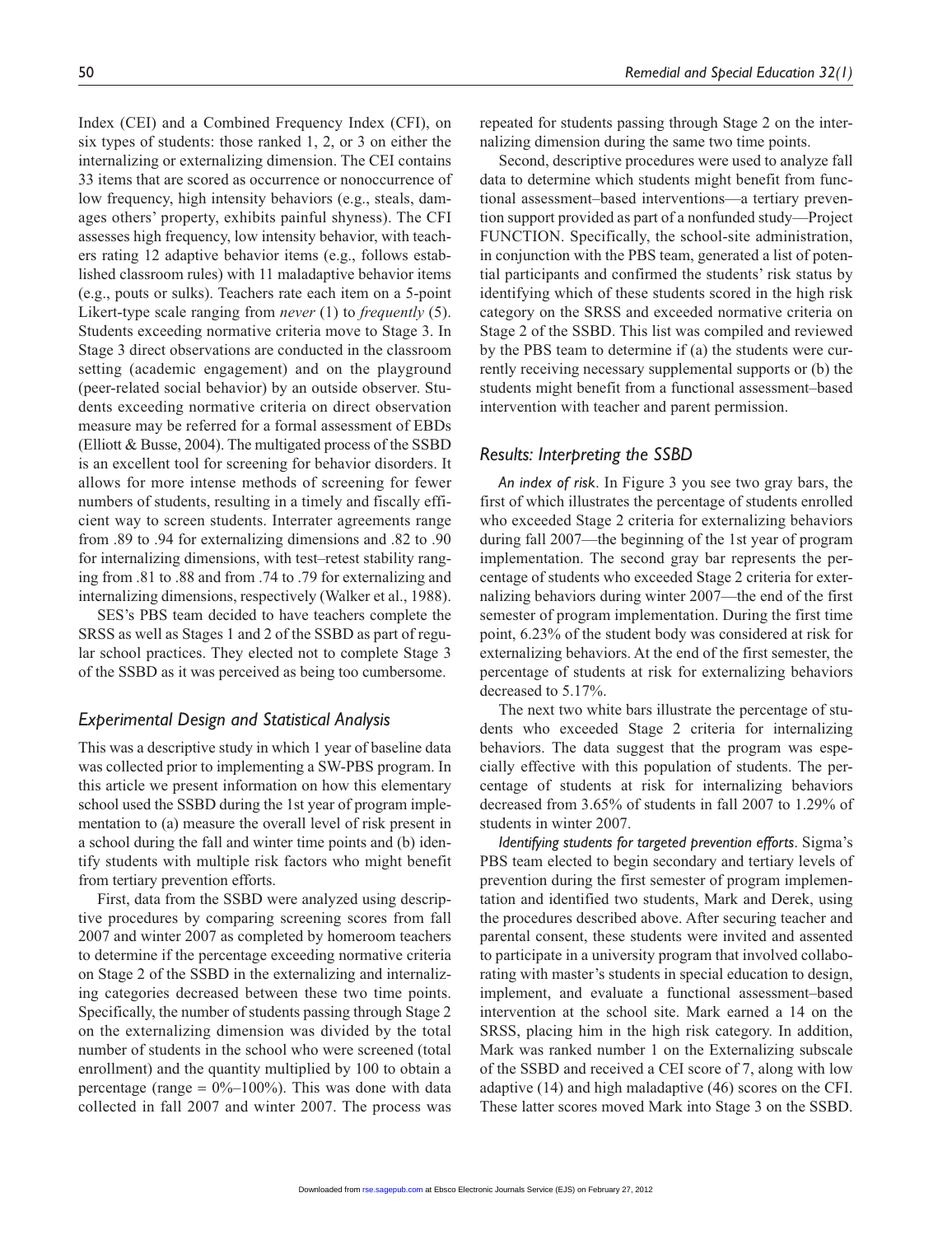Index (CEI) and a Combined Frequency Index (CFI), on six types of students: those ranked 1, 2, or 3 on either the internalizing or externalizing dimension. The CEI contains 33 items that are scored as occurrence or nonoccurrence of low frequency, high intensity behaviors (e.g., steals, damages others' property, exhibits painful shyness). The CFI assesses high frequency, low intensity behavior, with teachers rating 12 adaptive behavior items (e.g., follows established classroom rules) with 11 maladaptive behavior items (e.g., pouts or sulks). Teachers rate each item on a 5-point Likert-type scale ranging from *never* (1) to *frequently* (5). Students exceeding normative criteria move to Stage 3. In Stage 3 direct observations are conducted in the classroom setting (academic engagement) and on the playground (peer-related social behavior) by an outside observer. Students exceeding normative criteria on direct observation measure may be referred for a formal assessment of EBDs (Elliott & Busse, 2004). The multigated process of the SSBD is an excellent tool for screening for behavior disorders. It allows for more intense methods of screening for fewer numbers of students, resulting in a timely and fiscally efficient way to screen students. Interrater agreements range from .89 to .94 for externalizing dimensions and .82 to .90 for internalizing dimensions, with test–retest stability ranging from .81 to .88 and from .74 to .79 for externalizing and internalizing dimensions, respectively (Walker et al., 1988).

SES's PBS team decided to have teachers complete the SRSS as well as Stages 1 and 2 of the SSBD as part of regular school practices. They elected not to complete Stage 3 of the SSBD as it was perceived as being too cumbersome.

### Experimental Design and Statistical Analysis

This was a descriptive study in which 1 year of baseline data was collected prior to implementing a SW-PBS program. In this article we present information on how this elementary school used the SSBD during the 1st year of program implementation to (a) measure the overall level of risk present in a school during the fall and winter time points and (b) identify students with multiple risk factors who might benefit from tertiary prevention efforts.

First, data from the SSBD were analyzed using descriptive procedures by comparing screening scores from fall 2007 and winter 2007 as completed by homeroom teachers to determine if the percentage exceeding normative criteria on Stage 2 of the SSBD in the externalizing and internalizing categories decreased between these two time points. Specifically, the number of students passing through Stage 2 on the externalizing dimension was divided by the total number of students in the school who were screened (total enrollment) and the quantity multiplied by 100 to obtain a percentage (range = 0%–100%). This was done with data collected in fall 2007 and winter 2007. The process was repeated for students passing through Stage 2 on the internalizing dimension during the same two time points.

Second, descriptive procedures were used to analyze fall data to determine which students might benefit from functional assessment–based interventions—a tertiary prevention support provided as part of a nonfunded study—Project FUNCTION. Specifically, the school-site administration, in conjunction with the PBS team, generated a list of potential participants and confirmed the students' risk status by identifying which of these students scored in the high risk category on the SRSS and exceeded normative criteria on Stage 2 of the SSBD. This list was compiled and reviewed by the PBS team to determine if (a) the students were currently receiving necessary supplemental supports or (b) the students might benefit from a functional assessment–based intervention with teacher and parent permission.

### Results: Interpreting the SSBD

*An index of risk*. In Figure 3 you see two gray bars, the first of which illustrates the percentage of students enrolled who exceeded Stage 2 criteria for externalizing behaviors during fall 2007—the beginning of the 1st year of program implementation. The second gray bar represents the percentage of students who exceeded Stage 2 criteria for externalizing behaviors during winter 2007—the end of the first semester of program implementation. During the first time point, 6.23% of the student body was considered at risk for externalizing behaviors. At the end of the first semester, the percentage of students at risk for externalizing behaviors decreased to 5.17%.

The next two white bars illustrate the percentage of students who exceeded Stage 2 criteria for internalizing behaviors. The data suggest that the program was especially effective with this population of students. The percentage of students at risk for internalizing behaviors decreased from 3.65% of students in fall 2007 to 1.29% of students in winter 2007.

*Identifying students for targeted prevention efforts*. Sigma's PBS team elected to begin secondary and tertiary levels of prevention during the first semester of program implementation and identified two students, Mark and Derek, using the procedures described above. After securing teacher and parental consent, these students were invited and assented to participate in a university program that involved collaborating with master's students in special education to design, implement, and evaluate a functional assessment–based intervention at the school site. Mark earned a 14 on the SRSS, placing him in the high risk category. In addition, Mark was ranked number 1 on the Externalizing subscale of the SSBD and received a CEI score of 7, along with low adaptive (14) and high maladaptive (46) scores on the CFI. These latter scores moved Mark into Stage 3 on the SSBD.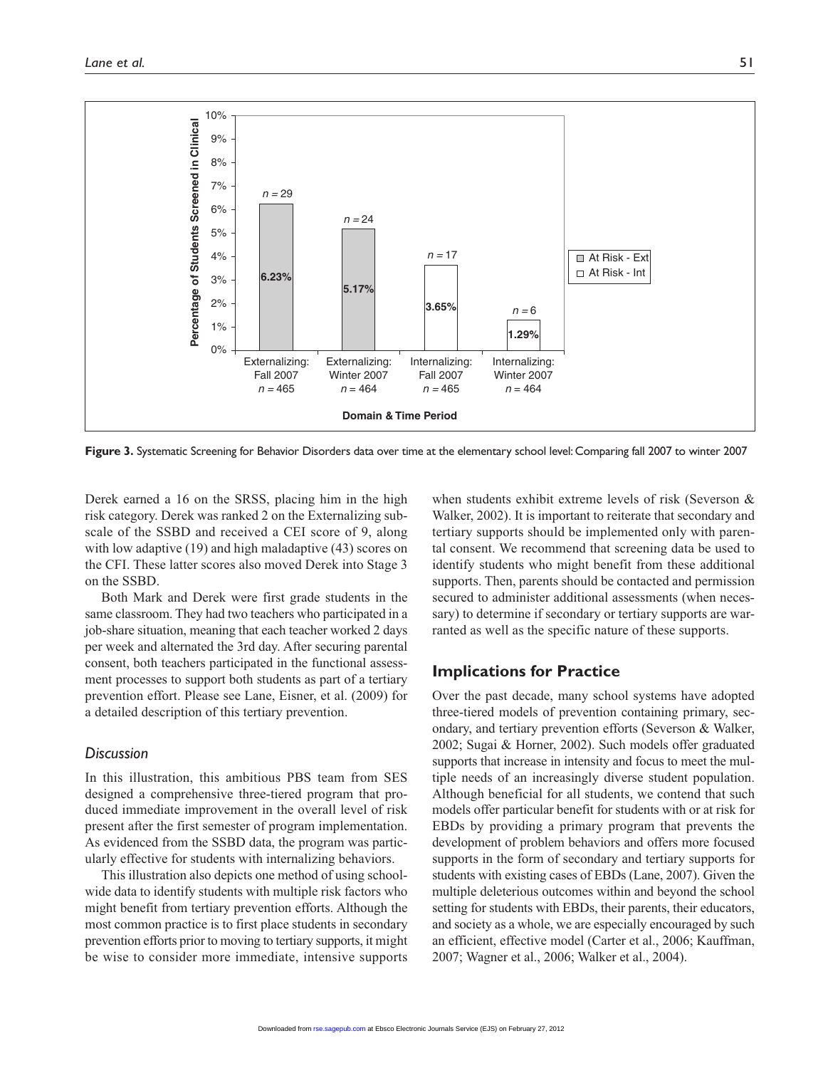Percentage of Students Screened in Clinical

10%
9%
8%
7%
6%
5%
4%
3%
2%
1%
0%

*n* = 29
6.23%

*n* = 24
5.17%

*n* = 17
3.65%

*n* = 6
1.29%

Externalizing: Fall 2007 *n* = 465

Externalizing: Winter 2007 *n* = 464

Internalizing: Fall 2007 *n* = 465

Internalizing: Winter 2007 *n* = 464

Domain & Time Period

At Risk - Ext
At Risk - Int

**Figure 3.** Systematic Screening for Behavior Disorders data over time at the elementary school level: Comparing fall 2007 to winter 2007

Derek earned a 16 on the SRSS, placing him in the high risk category. Derek was ranked 2 on the Externalizing subscale of the SSBD and received a CEI score of 9, along with low adaptive (19) and high maladaptive (43) scores on the CFI. These latter scores also moved Derek into Stage 3 on the SSBD.

Both Mark and Derek were first grade students in the same classroom. They had two teachers who participated in a job-share situation, meaning that each teacher worked 2 days per week and alternated the 3rd day. After securing parental consent, both teachers participated in the functional assessment processes to support both students as part of a tertiary prevention effort. Please see Lane, Eisner, et al. (2009) for a detailed description of this tertiary prevention.

### *Discussion*

In this illustration, this ambitious PBS team from SES designed a comprehensive three-tiered program that produced immediate improvement in the overall level of risk present after the first semester of program implementation. As evidenced from the SSBD data, the program was particularly effective for students with internalizing behaviors.

This illustration also depicts one method of using schoolwide data to identify students with multiple risk factors who might benefit from tertiary prevention efforts. Although the most common practice is to first place students in secondary prevention efforts prior to moving to tertiary supports, it might be wise to consider more immediate, intensive supports when students exhibit extreme levels of risk (Severson & Walker, 2002). It is important to reiterate that secondary and tertiary supports should be implemented only with parental consent. We recommend that screening data be used to identify students who might benefit from these additional supports. Then, parents should be contacted and permission secured to administer additional assessments (when necessary) to determine if secondary or tertiary supports are warranted as well as the specific nature of these supports.

## Implications for Practice

Over the past decade, many school systems have adopted three-tiered models of prevention containing primary, secondary, and tertiary prevention efforts (Severson & Walker, 2002; Sugai & Horner, 2002). Such models offer graduated supports that increase in intensity and focus to meet the multiple needs of an increasingly diverse student population. Although beneficial for all students, we contend that such models offer particular benefit for students with or at risk for EBDs by providing a primary program that prevents the development of problem behaviors and offers more focused supports in the form of secondary and tertiary supports for students with existing cases of EBDs (Lane, 2007). Given the multiple deleterious outcomes within and beyond the school setting for students with EBDs, their parents, their educators, and society as a whole, we are especially encouraged by such an efficient, effective model (Carter et al., 2006; Kauffman, 2007; Wagner et al., 2006; Walker et al., 2004).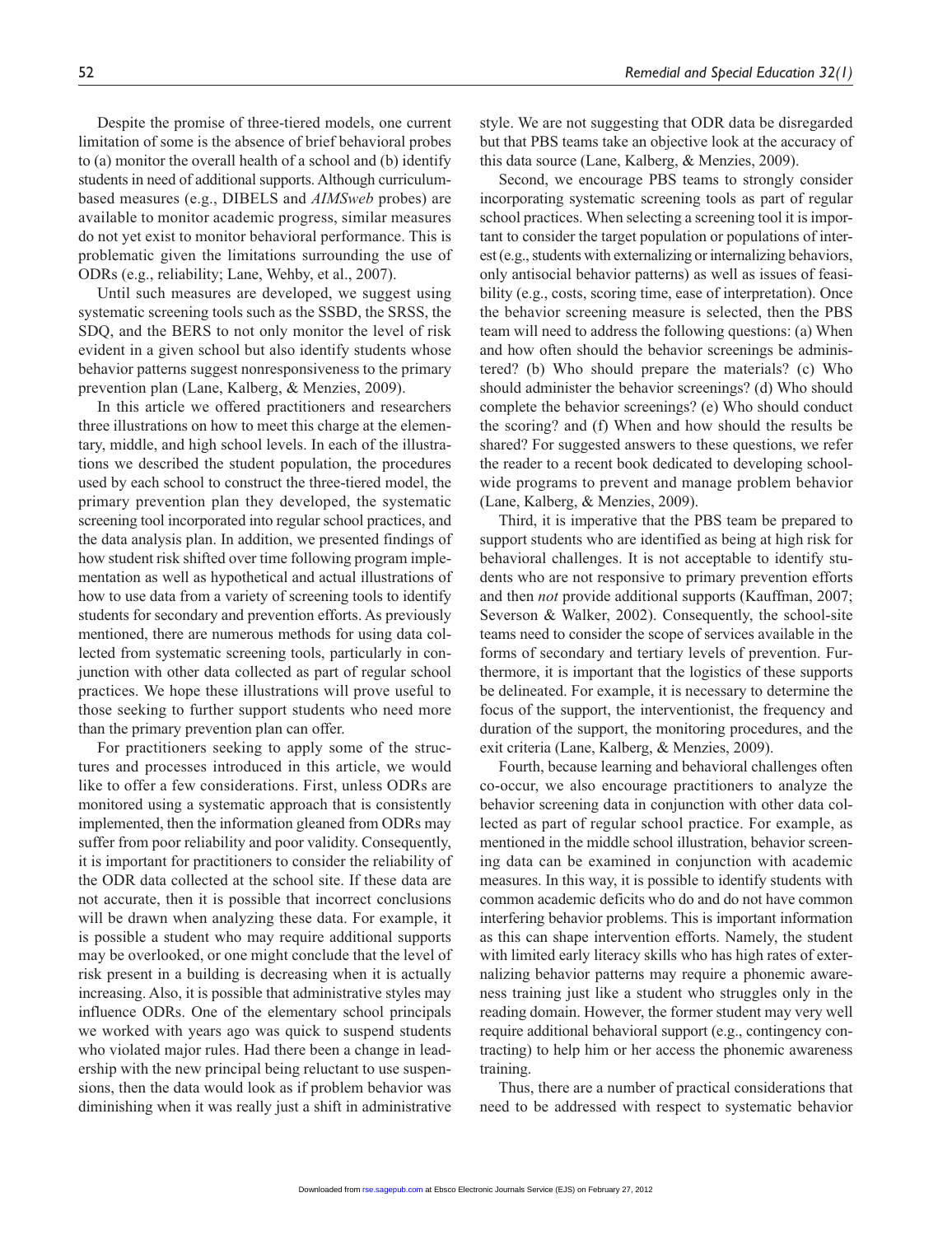Despite the promise of three-tiered models, one current limitation of some is the absence of brief behavioral probes to (a) monitor the overall health of a school and (b) identify students in need of additional supports. Although curriculum-based measures (e.g., DIBELS and *AIMSweb* probes) are available to monitor academic progress, similar measures do not yet exist to monitor behavioral performance. This is problematic given the limitations surrounding the use of ODRs (e.g., reliability; Lane, Wehby, et al., 2007).

Until such measures are developed, we suggest using systematic screening tools such as the SSBD, the SRSS, the SDQ, and the BERS to not only monitor the level of risk evident in a given school but also identify students whose behavior patterns suggest nonresponsiveness to the primary prevention plan (Lane, Kalberg, & Menzies, 2009).

In this article we offered practitioners and researchers three illustrations on how to meet this charge at the elementary, middle, and high school levels. In each of the illustrations we described the student population, the procedures used by each school to construct the three-tiered model, the primary prevention plan they developed, the systematic screening tool incorporated into regular school practices, and the data analysis plan. In addition, we presented findings of how student risk shifted over time following program implementation as well as hypothetical and actual illustrations of how to use data from a variety of screening tools to identify students for secondary and prevention efforts. As previously mentioned, there are numerous methods for using data collected from systematic screening tools, particularly in conjunction with other data collected as part of regular school practices. We hope these illustrations will prove useful to those seeking to further support students who need more than the primary prevention plan can offer.

For practitioners seeking to apply some of the structures and processes introduced in this article, we would like to offer a few considerations. First, unless ODRs are monitored using a systematic approach that is consistently implemented, then the information gleaned from ODRs may suffer from poor reliability and poor validity. Consequently, it is important for practitioners to consider the reliability of the ODR data collected at the school site. If these data are not accurate, then it is possible that incorrect conclusions will be drawn when analyzing these data. For example, it is possible a student who may require additional supports may be overlooked, or one might conclude that the level of risk present in a building is decreasing when it is actually increasing. Also, it is possible that administrative styles may influence ODRs. One of the elementary school principals we worked with years ago was quick to suspend students who violated major rules. Had there been a change in leadership with the new principal being reluctant to use suspensions, then the data would look as if problem behavior was diminishing when it was really just a shift in administrative style. We are not suggesting that ODR data be disregarded but that PBS teams take an objective look at the accuracy of this data source (Lane, Kalberg, & Menzies, 2009).

Second, we encourage PBS teams to strongly consider incorporating systematic screening tools as part of regular school practices. When selecting a screening tool it is important to consider the target population or populations of interest (e.g., students with externalizing or internalizing behaviors, only antisocial behavior patterns) as well as issues of feasibility (e.g., costs, scoring time, ease of interpretation). Once the behavior screening measure is selected, then the PBS team will need to address the following questions: (a) When and how often should the behavior screenings be administered? (b) Who should prepare the materials? (c) Who should administer the behavior screenings? (d) Who should complete the behavior screenings? (e) Who should conduct the scoring? and (f) When and how should the results be shared? For suggested answers to these questions, we refer the reader to a recent book dedicated to developing schoolwide programs to prevent and manage problem behavior (Lane, Kalberg, & Menzies, 2009).

Third, it is imperative that the PBS team be prepared to support students who are identified as being at high risk for behavioral challenges. It is not acceptable to identify students who are not responsive to primary prevention efforts and then *not* provide additional supports (Kauffman, 2007; Severson & Walker, 2002). Consequently, the school-site teams need to consider the scope of services available in the forms of secondary and tertiary levels of prevention. Furthermore, it is important that the logistics of these supports be delineated. For example, it is necessary to determine the focus of the support, the interventionist, the frequency and duration of the support, the monitoring procedures, and the exit criteria (Lane, Kalberg, & Menzies, 2009).

Fourth, because learning and behavioral challenges often co-occur, we also encourage practitioners to analyze the behavior screening data in conjunction with other data collected as part of regular school practice. For example, as mentioned in the middle school illustration, behavior screening data can be examined in conjunction with academic measures. In this way, it is possible to identify students with common academic deficits who do and do not have common interfering behavior problems. This is important information as this can shape intervention efforts. Namely, the student with limited early literacy skills who has high rates of externalizing behavior patterns may require a phonemic awareness training just like a student who struggles only in the reading domain. However, the former student may very well require additional behavioral support (e.g., contingency contracting) to help him or her access the phonemic awareness training.

Thus, there are a number of practical considerations that need to be addressed with respect to systematic behavior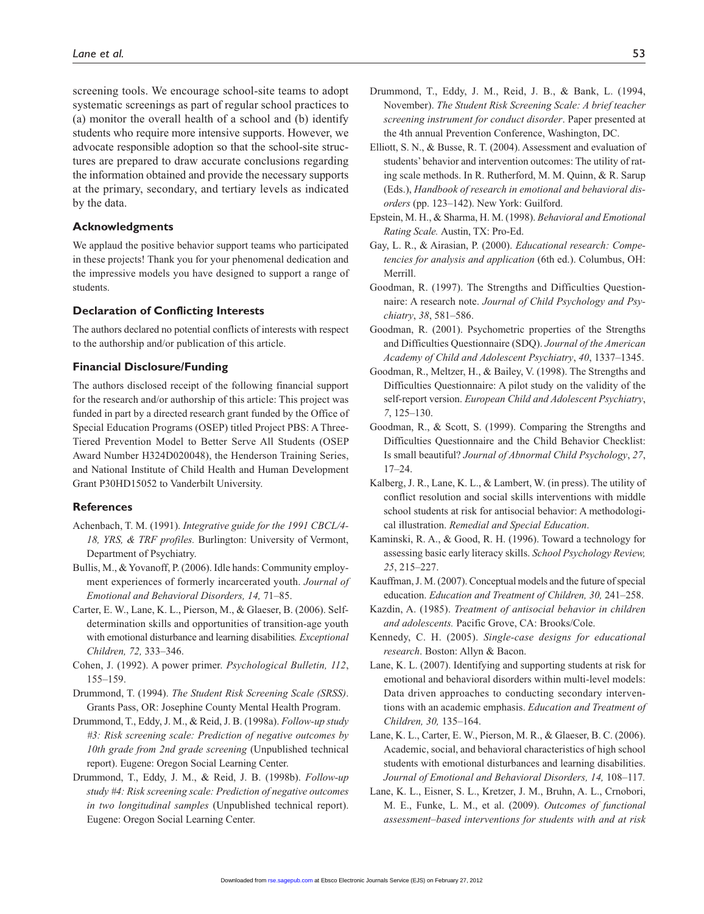screening tools. We encourage school-site teams to adopt systematic screenings as part of regular school practices to (a) monitor the overall health of a school and (b) identify students who require more intensive supports. However, we advocate responsible adoption so that the school-site structures are prepared to draw accurate conclusions regarding the information obtained and provide the necessary supports at the primary, secondary, and tertiary levels as indicated by the data.

### Acknowledgments

We applaud the positive behavior support teams who participated in these projects! Thank you for your phenomenal dedication and the impressive models you have designed to support a range of students.

### Declaration of Conflicting Interests

The authors declared no potential conflicts of interests with respect to the authorship and/or publication of this article.

### Financial Disclosure/Funding

The authors disclosed receipt of the following financial support for the research and/or authorship of this article: This project was funded in part by a directed research grant funded by the Office of Special Education Programs (OSEP) titled Project PBS: A Three-Tiered Prevention Model to Better Serve All Students (OSEP Award Number H324D020048), the Henderson Training Series, and National Institute of Child Health and Human Development Grant P30HD15052 to Vanderbilt University.

### References

Achenbach, T. M. (1991). *Integrative guide for the 1991 CBCL/4-18, YRS, & TRF profiles.* Burlington: University of Vermont, Department of Psychiatry.

Bullis, M., & Yovanoff, P. (2006). Idle hands: Community employment experiences of formerly incarcerated youth. *Journal of Emotional and Behavioral Disorders, 14,* 71–85.

Carter, E. W., Lane, K. L., Pierson, M., & Glaeser, B. (2006). Self-determination skills and opportunities of transition-age youth with emotional disturbance and learning disabilities*. Exceptional Children, 72,* 333–346.

Cohen, J. (1992). A power primer. *Psychological Bulletin, 112*, 155–159.

Drummond, T. (1994). *The Student Risk Screening Scale (SRSS)*. Grants Pass, OR: Josephine County Mental Health Program.

Drummond, T., Eddy, J. M., & Reid, J. B. (1998a). *Follow-up study #3: Risk screening scale: Prediction of negative outcomes by 10th grade from 2nd grade screening* (Unpublished technical report). Eugene: Oregon Social Learning Center.

Drummond, T., Eddy, J. M., & Reid, J. B. (1998b). *Follow-up study #4: Risk screening scale: Prediction of negative outcomes in two longitudinal samples* (Unpublished technical report). Eugene: Oregon Social Learning Center.

Drummond, T., Eddy, J. M., Reid, J. B., & Bank, L. (1994, November). *The Student Risk Screening Scale: A brief teacher screening instrument for conduct disorder*. Paper presented at the 4th annual Prevention Conference, Washington, DC.

Elliott, S. N., & Busse, R. T. (2004). Assessment and evaluation of students' behavior and intervention outcomes: The utility of rating scale methods. In R. Rutherford, M. M. Quinn, & R. Sarup (Eds.), *Handbook of research in emotional and behavioral disorders* (pp. 123–142). New York: Guilford.

Epstein, M. H., & Sharma, H. M. (1998). *Behavioral and Emotional Rating Scale.* Austin, TX: Pro-Ed.

Gay, L. R., & Airasian, P. (2000). *Educational research: Competencies for analysis and application* (6th ed.). Columbus, OH: Merrill.

Goodman, R. (1997). The Strengths and Difficulties Questionnaire: A research note. *Journal of Child Psychology and Psychiatry*, *38*, 581–586.

Goodman, R. (2001). Psychometric properties of the Strengths and Difficulties Questionnaire (SDQ). *Journal of the American Academy of Child and Adolescent Psychiatry*, *40*, 1337–1345.

Goodman, R., Meltzer, H., & Bailey, V. (1998). The Strengths and Difficulties Questionnaire: A pilot study on the validity of the self-report version. *European Child and Adolescent Psychiatry*, *7*, 125–130.

Goodman, R., & Scott, S. (1999). Comparing the Strengths and Difficulties Questionnaire and the Child Behavior Checklist: Is small beautiful? *Journal of Abnormal Child Psychology*, *27*, 17–24.

Kalberg, J. R., Lane, K. L., & Lambert, W. (in press). The utility of conflict resolution and social skills interventions with middle school students at risk for antisocial behavior: A methodological illustration. *Remedial and Special Education*.

Kaminski, R. A., & Good, R. H. (1996). Toward a technology for assessing basic early literacy skills. *School Psychology Review, 25*, 215–227.

Kauffman, J. M. (2007). Conceptual models and the future of special education. *Education and Treatment of Children, 30,* 241–258.

Kazdin, A. (1985). *Treatment of antisocial behavior in children and adolescents.* Pacific Grove, CA: Brooks/Cole.

Kennedy, C. H. (2005). *Single-case designs for educational research*. Boston: Allyn & Bacon.

Lane, K. L. (2007). Identifying and supporting students at risk for emotional and behavioral disorders within multi-level models: Data driven approaches to conducting secondary interventions with an academic emphasis. *Education and Treatment of Children, 30,* 135–164.

Lane, K. L., Carter, E. W., Pierson, M. R., & Glaeser, B. C. (2006). Academic, social, and behavioral characteristics of high school students with emotional disturbances and learning disabilities. *Journal of Emotional and Behavioral Disorders, 14,* 108–117*.*

Lane, K. L., Eisner, S. L., Kretzer, J. M., Bruhn, A. L., Crnobori, M. E., Funke, L. M., et al. (2009). *Outcomes of functional assessment–based interventions for students with and at risk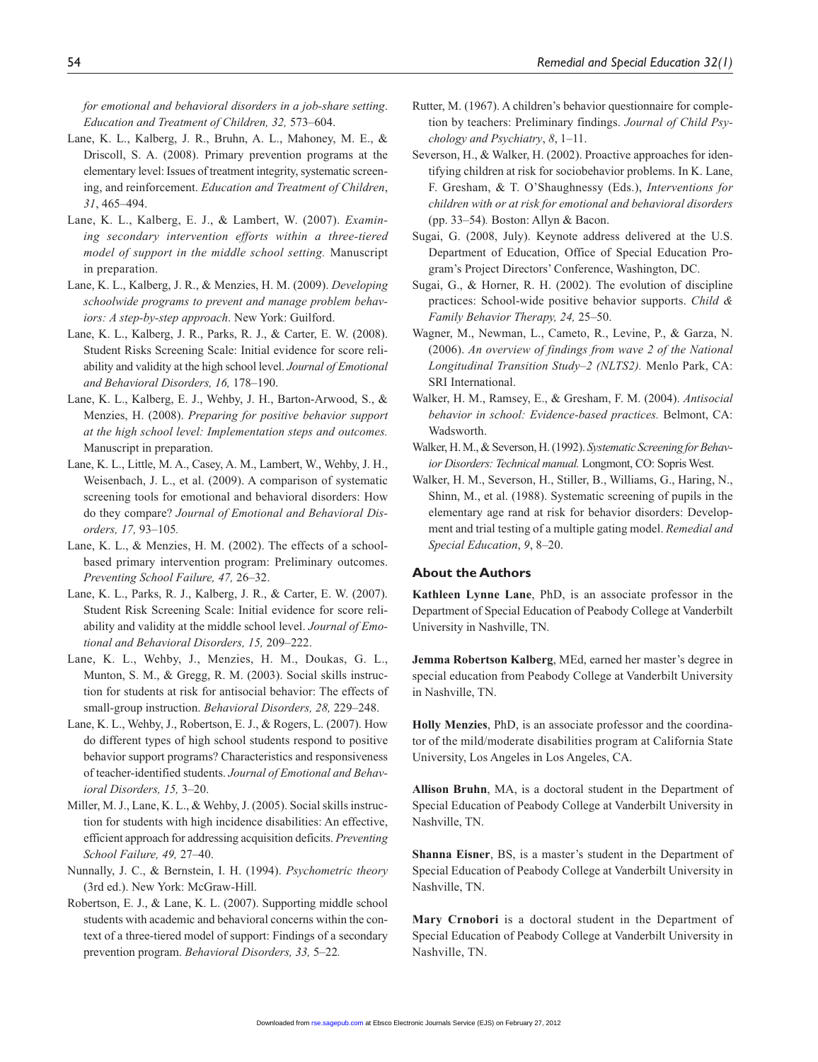*for emotional and behavioral disorders in a job-share setting*. *Education and Treatment of Children, 32,* 573–604.

Lane, K. L., Kalberg, J. R., Bruhn, A. L., Mahoney, M. E., & Driscoll, S. A. (2008). Primary prevention programs at the elementary level: Issues of treatment integrity, systematic screening, and reinforcement. *Education and Treatment of Children*, *31*, 465–494.

Lane, K. L., Kalberg, E. J., & Lambert, W. (2007). *Examining secondary intervention efforts within a three-tiered model of support in the middle school setting.* Manuscript in preparation.

Lane, K. L., Kalberg, J. R., & Menzies, H. M. (2009). *Developing schoolwide programs to prevent and manage problem behaviors: A step-by-step approach*. New York: Guilford.

Lane, K. L., Kalberg, J. R., Parks, R. J., & Carter, E. W. (2008). Student Risks Screening Scale: Initial evidence for score reliability and validity at the high school level. *Journal of Emotional and Behavioral Disorders, 16,* 178–190.

Lane, K. L., Kalberg, E. J., Wehby, J. H., Barton-Arwood, S., & Menzies, H. (2008). *Preparing for positive behavior support at the high school level: Implementation steps and outcomes.* Manuscript in preparation.

Lane, K. L., Little, M. A., Casey, A. M., Lambert, W., Wehby, J. H., Weisenbach, J. L., et al. (2009). A comparison of systematic screening tools for emotional and behavioral disorders: How do they compare? *Journal of Emotional and Behavioral Disorders, 17,* 93–105*.*

Lane, K. L., & Menzies, H. M. (2002). The effects of a school-based primary intervention program: Preliminary outcomes. *Preventing School Failure, 47,* 26–32.

Lane, K. L., Parks, R. J., Kalberg, J. R., & Carter, E. W. (2007). Student Risk Screening Scale: Initial evidence for score reliability and validity at the middle school level. *Journal of Emotional and Behavioral Disorders, 15,* 209–222.

Lane, K. L., Wehby, J., Menzies, H. M., Doukas, G. L., Munton, S. M., & Gregg, R. M. (2003). Social skills instruction for students at risk for antisocial behavior: The effects of small-group instruction. *Behavioral Disorders, 28,* 229–248.

Lane, K. L., Wehby, J., Robertson, E. J., & Rogers, L. (2007). How do different types of high school students respond to positive behavior support programs? Characteristics and responsiveness of teacher-identified students. *Journal of Emotional and Behavioral Disorders, 15,* 3–20.

Miller, M. J., Lane, K. L., & Wehby, J. (2005). Social skills instruction for students with high incidence disabilities: An effective, efficient approach for addressing acquisition deficits. *Preventing School Failure, 49,* 27–40.

Nunnally, J. C., & Bernstein, I. H. (1994). *Psychometric theory* (3rd ed.). New York: McGraw-Hill.

Robertson, E. J., & Lane, K. L. (2007). Supporting middle school students with academic and behavioral concerns within the context of a three-tiered model of support: Findings of a secondary prevention program. *Behavioral Disorders, 33,* 5–22*.*

Rutter, M. (1967). A children's behavior questionnaire for completion by teachers: Preliminary findings. *Journal of Child Psychology and Psychiatry*, *8*, 1–11.

Severson, H., & Walker, H. (2002). Proactive approaches for identifying children at risk for sociobehavior problems. In K. Lane, F. Gresham, & T. O'Shaughnessy (Eds.), *Interventions for children with or at risk for emotional and behavioral disorders* (pp. 33–54)*.* Boston: Allyn & Bacon.

Sugai, G. (2008, July). Keynote address delivered at the U.S. Department of Education, Office of Special Education Program's Project Directors' Conference, Washington, DC.

Sugai, G., & Horner, R. H. (2002). The evolution of discipline practices: School-wide positive behavior supports. *Child & Family Behavior Therapy, 24,* 25–50.

Wagner, M., Newman, L., Cameto, R., Levine, P., & Garza, N. (2006). *An overview of findings from wave 2 of the National Longitudinal Transition Study–2 (NLTS2).* Menlo Park, CA: SRI International.

Walker, H. M., Ramsey, E., & Gresham, F. M. (2004). *Antisocial behavior in school: Evidence-based practices.* Belmont, CA: Wadsworth.

Walker, H. M., & Severson, H. (1992). *Systematic Screening for Behavior Disorders: Technical manual.* Longmont, CO: Sopris West.

Walker, H. M., Severson, H., Stiller, B., Williams, G., Haring, N., Shinn, M., et al. (1988). Systematic screening of pupils in the elementary age rand at risk for behavior disorders: Development and trial testing of a multiple gating model. *Remedial and Special Education*, *9*, 8–20.

## About the Authors

**Kathleen Lynne Lane**, PhD, is an associate professor in the Department of Special Education of Peabody College at Vanderbilt University in Nashville, TN.

**Jemma Robertson Kalberg**, MEd, earned her master's degree in special education from Peabody College at Vanderbilt University in Nashville, TN.

**Holly Menzies**, PhD, is an associate professor and the coordinator of the mild/moderate disabilities program at California State University, Los Angeles in Los Angeles, CA.

**Allison Bruhn**, MA, is a doctoral student in the Department of Special Education of Peabody College at Vanderbilt University in Nashville, TN.

**Shanna Eisner**, BS, is a master's student in the Department of Special Education of Peabody College at Vanderbilt University in Nashville, TN.

**Mary Crnobori** is a doctoral student in the Department of Special Education of Peabody College at Vanderbilt University in Nashville, TN.